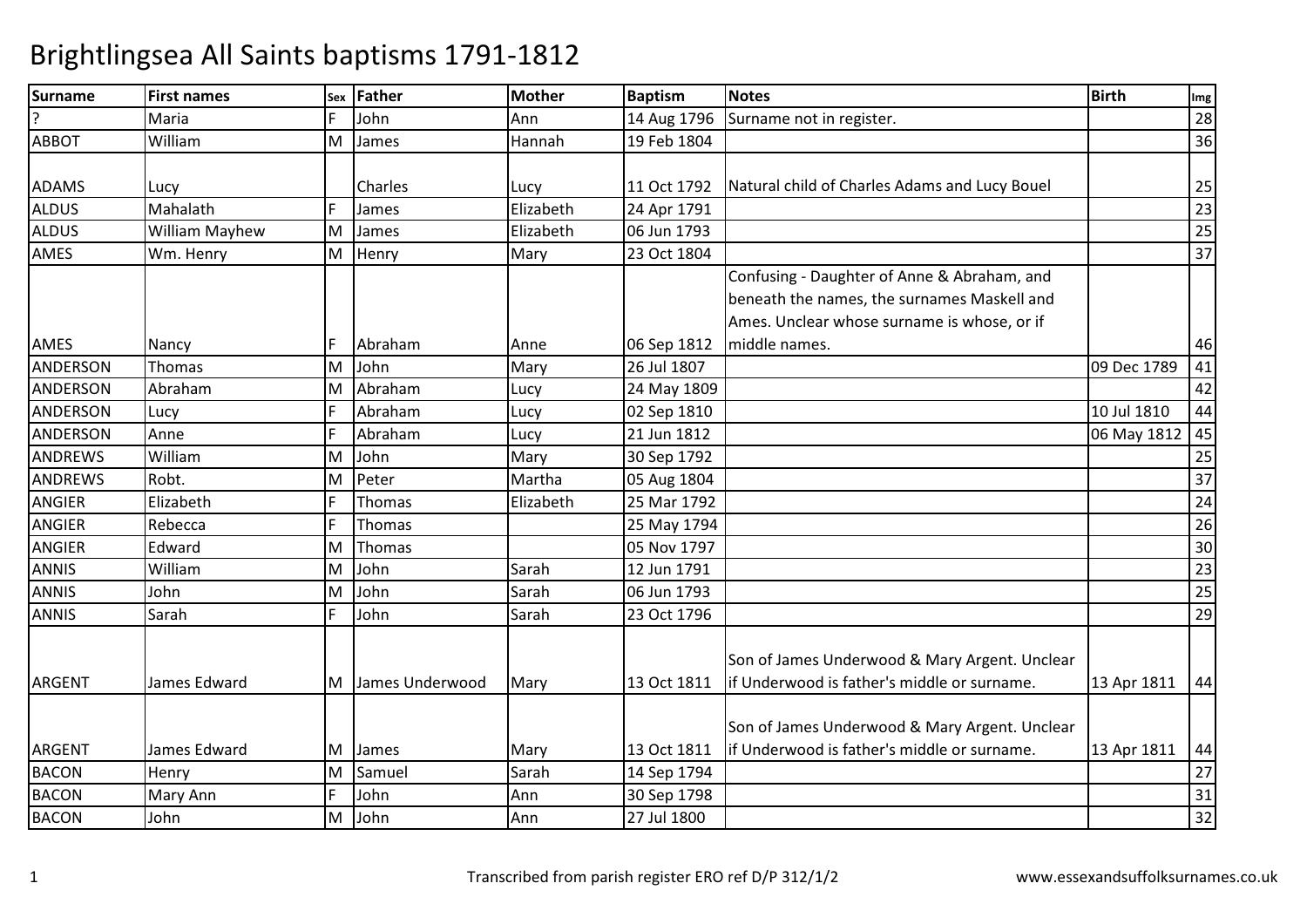# Brightlingsea All Saints baptisms 1791-1812

| Surname | First names | Sex | Father | Mother | Baptism | Notes | Birth | Img |
|---|---|---|---|---|---|---|---|---|
| ? | Maria | F | John | Ann | 14 Aug 1796 | Surname not in register. | | 28 |
| ABBOT | William | M | James | Hannah | 19 Feb 1804 | | | 36 |
| ADAMS | Lucy | | Charles | Lucy | 11 Oct 1792 | Natural child of Charles Adams and Lucy Bouel | | 25 |
| ALDUS | Mahalath | F | James | Elizabeth | 24 Apr 1791 | | | 23 |
| ALDUS | William Mayhew | M | James | Elizabeth | 06 Jun 1793 | | | 25 |
| AMES | Wm. Henry | M | Henry | Mary | 23 Oct 1804 | | | 37 |
| AMES | Nancy | F | Abraham | Anne | 06 Sep 1812 | Confusing - Daughter of Anne & Abraham, and beneath the names, the surnames Maskell and Ames. Unclear whose surname is whose, or if middle names. | | 46 |
| ANDERSON | Thomas | M | John | Mary | 26 Jul 1807 | | 09 Dec 1789 | 41 |
| ANDERSON | Abraham | M | Abraham | Lucy | 24 May 1809 | | | 42 |
| ANDERSON | Lucy | F | Abraham | Lucy | 02 Sep 1810 | | 10 Jul 1810 | 44 |
| ANDERSON | Anne | F | Abraham | Lucy | 21 Jun 1812 | | 06 May 1812 | 45 |
| ANDREWS | William | M | John | Mary | 30 Sep 1792 | | | 25 |
| ANDREWS | Robt. | M | Peter | Martha | 05 Aug 1804 | | | 37 |
| ANGIER | Elizabeth | F | Thomas | Elizabeth | 25 Mar 1792 | | | 24 |
| ANGIER | Rebecca | F | Thomas | | 25 May 1794 | | | 26 |
| ANGIER | Edward | M | Thomas | | 05 Nov 1797 | | | 30 |
| ANNIS | William | M | John | Sarah | 12 Jun 1791 | | | 23 |
| ANNIS | John | M | John | Sarah | 06 Jun 1793 | | | 25 |
| ANNIS | Sarah | F | John | Sarah | 23 Oct 1796 | | | 29 |
| ARGENT | James Edward | M | James Underwood | Mary | 13 Oct 1811 | Son of James Underwood & Mary Argent. Unclear if Underwood is father's middle or surname. | 13 Apr 1811 | 44 |
| ARGENT | James Edward | M | James | Mary | 13 Oct 1811 | Son of James Underwood & Mary Argent. Unclear if Underwood is father's middle or surname. | 13 Apr 1811 | 44 |
| BACON | Henry | M | Samuel | Sarah | 14 Sep 1794 | | | 27 |
| BACON | Mary Ann | F | John | Ann | 30 Sep 1798 | | | 31 |
| BACON | John | M | John | Ann | 27 Jul 1800 | | | 32 |

Transcribed from parish register ERO ref D/P 312/1/2 www.essexandsuffolksurnames.co.uk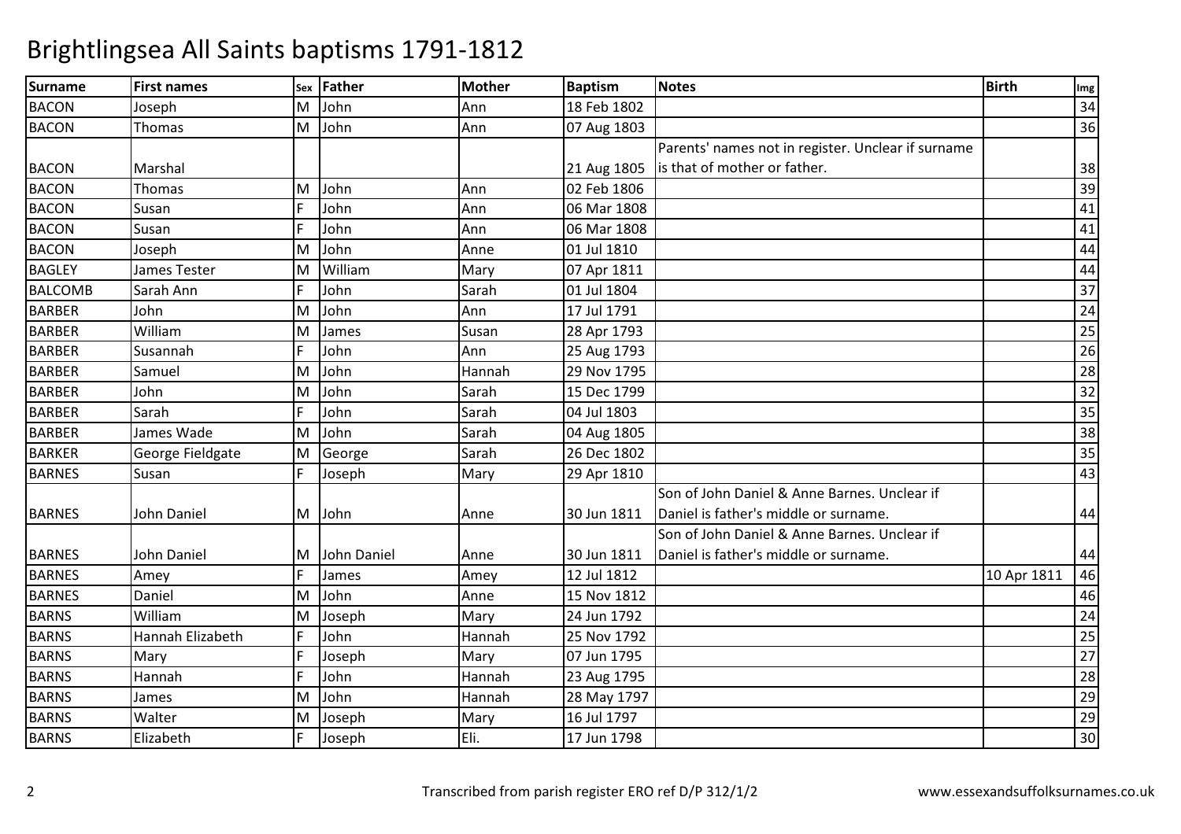# Brightlingsea All Saints baptisms 1791-1812

| Surname | First names | Sex | Father | Mother | Baptism | Notes | Birth | Img |
|---|---|---|---|---|---|---|---|---|
| BACON | Joseph | M | John | Ann | 18 Feb 1802 | | | 34 |
| BACON | Thomas | M | John | Ann | 07 Aug 1803 | | | 36 |
| BACON | Marshal | | | | 21 Aug 1805 | Parents' names not in register. Unclear if surname is that of mother or father. | | 38 |
| BACON | Thomas | M | John | Ann | 02 Feb 1806 | | | 39 |
| BACON | Susan | F | John | Ann | 06 Mar 1808 | | | 41 |
| BACON | Susan | F | John | Ann | 06 Mar 1808 | | | 41 |
| BACON | Joseph | M | John | Anne | 01 Jul 1810 | | | 44 |
| BAGLEY | James Tester | M | William | Mary | 07 Apr 1811 | | | 44 |
| BALCOMB | Sarah Ann | F | John | Sarah | 01 Jul 1804 | | | 37 |
| BARBER | John | M | John | Ann | 17 Jul 1791 | | | 24 |
| BARBER | William | M | James | Susan | 28 Apr 1793 | | | 25 |
| BARBER | Susannah | F | John | Ann | 25 Aug 1793 | | | 26 |
| BARBER | Samuel | M | John | Hannah | 29 Nov 1795 | | | 28 |
| BARBER | John | M | John | Sarah | 15 Dec 1799 | | | 32 |
| BARBER | Sarah | F | John | Sarah | 04 Jul 1803 | | | 35 |
| BARBER | James Wade | M | John | Sarah | 04 Aug 1805 | | | 38 |
| BARKER | George Fieldgate | M | George | Sarah | 26 Dec 1802 | | | 35 |
| BARNES | Susan | F | Joseph | Mary | 29 Apr 1810 | | | 43 |
| BARNES | John Daniel | M | John | Anne | 30 Jun 1811 | Son of John Daniel & Anne Barnes. Unclear if Daniel is father's middle or surname. | | 44 |
| BARNES | John Daniel | M | John Daniel | Anne | 30 Jun 1811 | Son of John Daniel & Anne Barnes. Unclear if Daniel is father's middle or surname. | | 44 |
| BARNES | Amey | F | James | Amey | 12 Jul 1812 | | 10 Apr 1811 | 46 |
| BARNES | Daniel | M | John | Anne | 15 Nov 1812 | | | 46 |
| BARNS | William | M | Joseph | Mary | 24 Jun 1792 | | | 24 |
| BARNS | Hannah Elizabeth | F | John | Hannah | 25 Nov 1792 | | | 25 |
| BARNS | Mary | F | Joseph | Mary | 07 Jun 1795 | | | 27 |
| BARNS | Hannah | F | John | Hannah | 23 Aug 1795 | | | 28 |
| BARNS | James | M | John | Hannah | 28 May 1797 | | | 29 |
| BARNS | Walter | M | Joseph | Mary | 16 Jul 1797 | | | 29 |
| BARNS | Elizabeth | F | Joseph | Eli. | 17 Jun 1798 | | | 30 |

Transcribed from parish register ERO ref D/P 312/1/2 www.essexandsuffolksurnames.co.uk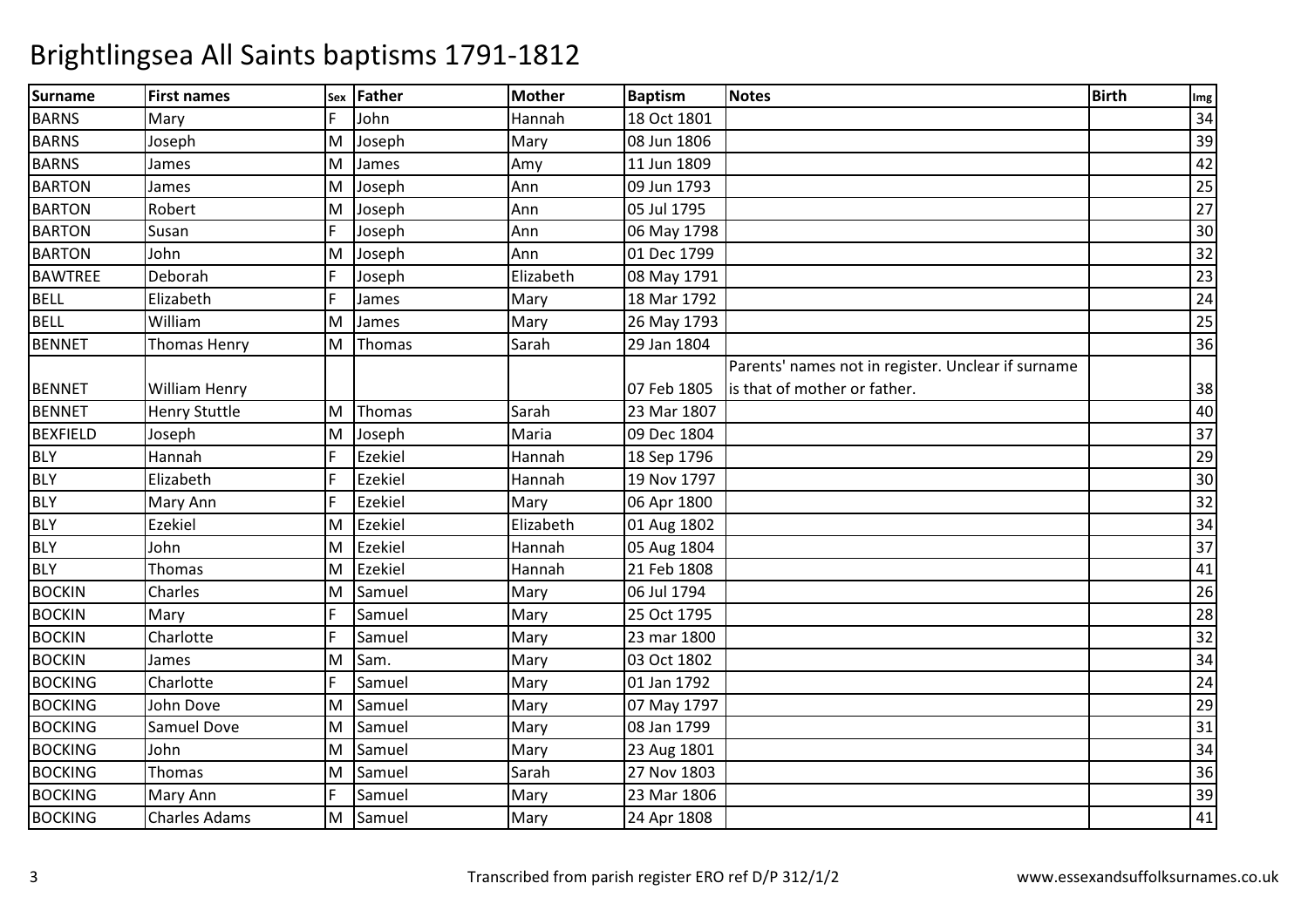# Brightlingsea All Saints baptisms 1791-1812

| Surname | First names | Sex | Father | Mother | Baptism | Notes | Birth | Img |
|---|---|---|---|---|---|---|---|---|
| BARNS | Mary | F | John | Hannah | 18 Oct 1801 | | | 34 |
| BARNS | Joseph | M | Joseph | Mary | 08 Jun 1806 | | | 39 |
| BARNS | James | M | James | Amy | 11 Jun 1809 | | | 42 |
| BARTON | James | M | Joseph | Ann | 09 Jun 1793 | | | 25 |
| BARTON | Robert | M | Joseph | Ann | 05 Jul 1795 | | | 27 |
| BARTON | Susan | F | Joseph | Ann | 06 May 1798 | | | 30 |
| BARTON | John | M | Joseph | Ann | 01 Dec 1799 | | | 32 |
| BAWTREE | Deborah | F | Joseph | Elizabeth | 08 May 1791 | | | 23 |
| BELL | Elizabeth | F | James | Mary | 18 Mar 1792 | | | 24 |
| BELL | William | M | James | Mary | 26 May 1793 | | | 25 |
| BENNET | Thomas Henry | M | Thomas | Sarah | 29 Jan 1804 | | | 36 |
| BENNET | William Henry | | | | 07 Feb 1805 | Parents' names not in register. Unclear if surname is that of mother or father. | | 38 |
| BENNET | Henry Stuttle | M | Thomas | Sarah | 23 Mar 1807 | | | 40 |
| BEXFIELD | Joseph | M | Joseph | Maria | 09 Dec 1804 | | | 37 |
| BLY | Hannah | F | Ezekiel | Hannah | 18 Sep 1796 | | | 29 |
| BLY | Elizabeth | F | Ezekiel | Hannah | 19 Nov 1797 | | | 30 |
| BLY | Mary Ann | F | Ezekiel | Mary | 06 Apr 1800 | | | 32 |
| BLY | Ezekiel | M | Ezekiel | Elizabeth | 01 Aug 1802 | | | 34 |
| BLY | John | M | Ezekiel | Hannah | 05 Aug 1804 | | | 37 |
| BLY | Thomas | M | Ezekiel | Hannah | 21 Feb 1808 | | | 41 |
| BOCKIN | Charles | M | Samuel | Mary | 06 Jul 1794 | | | 26 |
| BOCKIN | Mary | F | Samuel | Mary | 25 Oct 1795 | | | 28 |
| BOCKIN | Charlotte | F | Samuel | Mary | 23 mar 1800 | | | 32 |
| BOCKIN | James | M | Sam. | Mary | 03 Oct 1802 | | | 34 |
| BOCKING | Charlotte | F | Samuel | Mary | 01 Jan 1792 | | | 24 |
| BOCKING | John Dove | M | Samuel | Mary | 07 May 1797 | | | 29 |
| BOCKING | Samuel Dove | M | Samuel | Mary | 08 Jan 1799 | | | 31 |
| BOCKING | John | M | Samuel | Mary | 23 Aug 1801 | | | 34 |
| BOCKING | Thomas | M | Samuel | Sarah | 27 Nov 1803 | | | 36 |
| BOCKING | Mary Ann | F | Samuel | Mary | 23 Mar 1806 | | | 39 |
| BOCKING | Charles Adams | M | Samuel | Mary | 24 Apr 1808 | | | 41 |

Transcribed from parish register ERO ref D/P 312/1/2

www.essexandsuffolksurnames.co.uk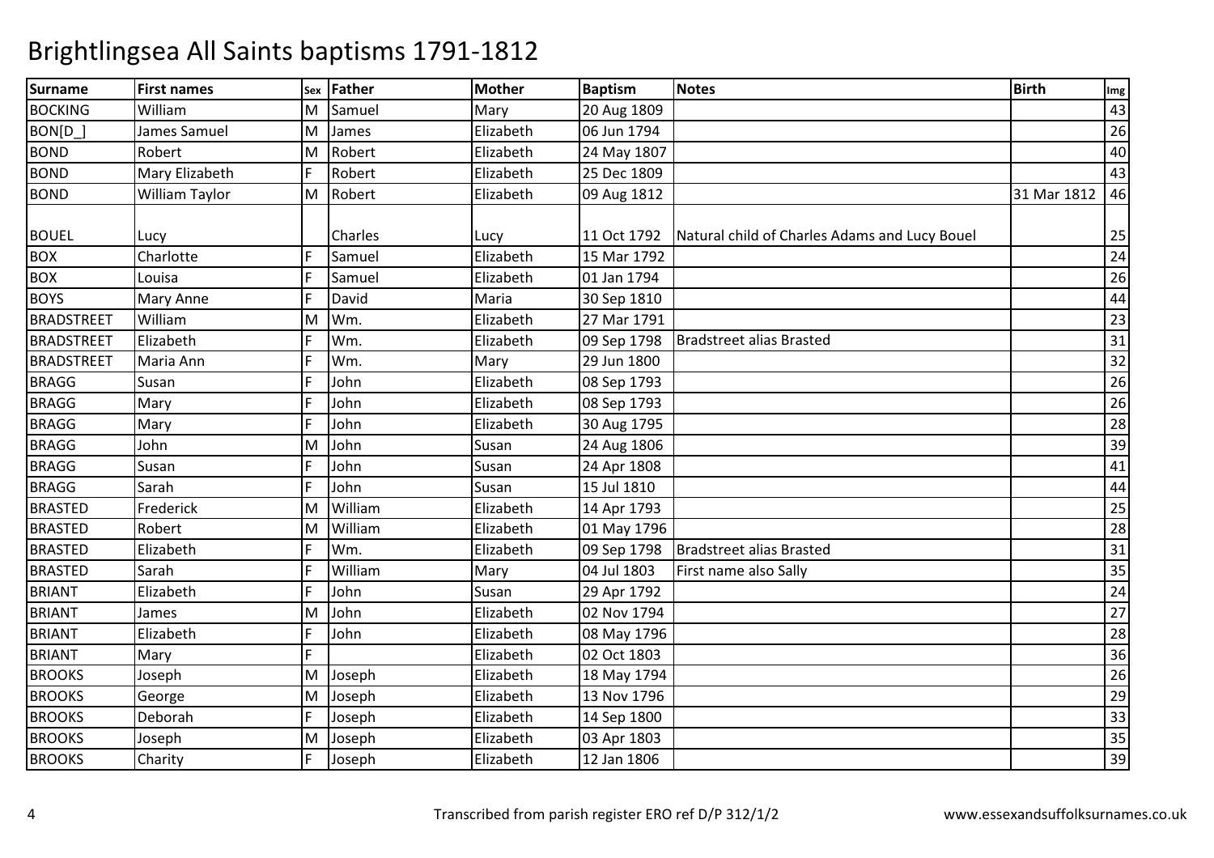# Brightlingsea All Saints baptisms 1791-1812

| Surname | First names | Sex | Father | Mother | Baptism | Notes | Birth | Img |
|---|---|---|---|---|---|---|---|---|
| BOCKING | William | M | Samuel | Mary | 20 Aug 1809 | | | 43 |
| BON[D_] | James Samuel | M | James | Elizabeth | 06 Jun 1794 | | | 26 |
| BOND | Robert | M | Robert | Elizabeth | 24 May 1807 | | | 40 |
| BOND | Mary Elizabeth | F | Robert | Elizabeth | 25 Dec 1809 | | | 43 |
| BOND | William Taylor | M | Robert | Elizabeth | 09 Aug 1812 | | 31 Mar 1812 | 46 |
| BOUEL | Lucy | | Charles | Lucy | 11 Oct 1792 | Natural child of Charles Adams and Lucy Bouel | | 25 |
| BOX | Charlotte | F | Samuel | Elizabeth | 15 Mar 1792 | | | 24 |
| BOX | Louisa | F | Samuel | Elizabeth | 01 Jan 1794 | | | 26 |
| BOYS | Mary Anne | F | David | Maria | 30 Sep 1810 | | | 44 |
| BRADSTREET | William | M | Wm. | Elizabeth | 27 Mar 1791 | | | 23 |
| BRADSTREET | Elizabeth | F | Wm. | Elizabeth | 09 Sep 1798 | Bradstreet alias Brasted | | 31 |
| BRADSTREET | Maria Ann | F | Wm. | Mary | 29 Jun 1800 | | | 32 |
| BRAGG | Susan | F | John | Elizabeth | 08 Sep 1793 | | | 26 |
| BRAGG | Mary | F | John | Elizabeth | 08 Sep 1793 | | | 26 |
| BRAGG | Mary | F | John | Elizabeth | 30 Aug 1795 | | | 28 |
| BRAGG | John | M | John | Susan | 24 Aug 1806 | | | 39 |
| BRAGG | Susan | F | John | Susan | 24 Apr 1808 | | | 41 |
| BRAGG | Sarah | F | John | Susan | 15 Jul 1810 | | | 44 |
| BRASTED | Frederick | M | William | Elizabeth | 14 Apr 1793 | | | 25 |
| BRASTED | Robert | M | William | Elizabeth | 01 May 1796 | | | 28 |
| BRASTED | Elizabeth | F | Wm. | Elizabeth | 09 Sep 1798 | Bradstreet alias Brasted | | 31 |
| BRASTED | Sarah | F | William | Mary | 04 Jul 1803 | First name also Sally | | 35 |
| BRIANT | Elizabeth | F | John | Susan | 29 Apr 1792 | | | 24 |
| BRIANT | James | M | John | Elizabeth | 02 Nov 1794 | | | 27 |
| BRIANT | Elizabeth | F | John | Elizabeth | 08 May 1796 | | | 28 |
| BRIANT | Mary | F | | Elizabeth | 02 Oct 1803 | | | 36 |
| BROOKS | Joseph | M | Joseph | Elizabeth | 18 May 1794 | | | 26 |
| BROOKS | George | M | Joseph | Elizabeth | 13 Nov 1796 | | | 29 |
| BROOKS | Deborah | F | Joseph | Elizabeth | 14 Sep 1800 | | | 33 |
| BROOKS | Joseph | M | Joseph | Elizabeth | 03 Apr 1803 | | | 35 |
| BROOKS | Charity | F | Joseph | Elizabeth | 12 Jan 1806 | | | 39 |

Transcribed from parish register ERO ref D/P 312/1/2 www.essexandsuffolksurnames.co.uk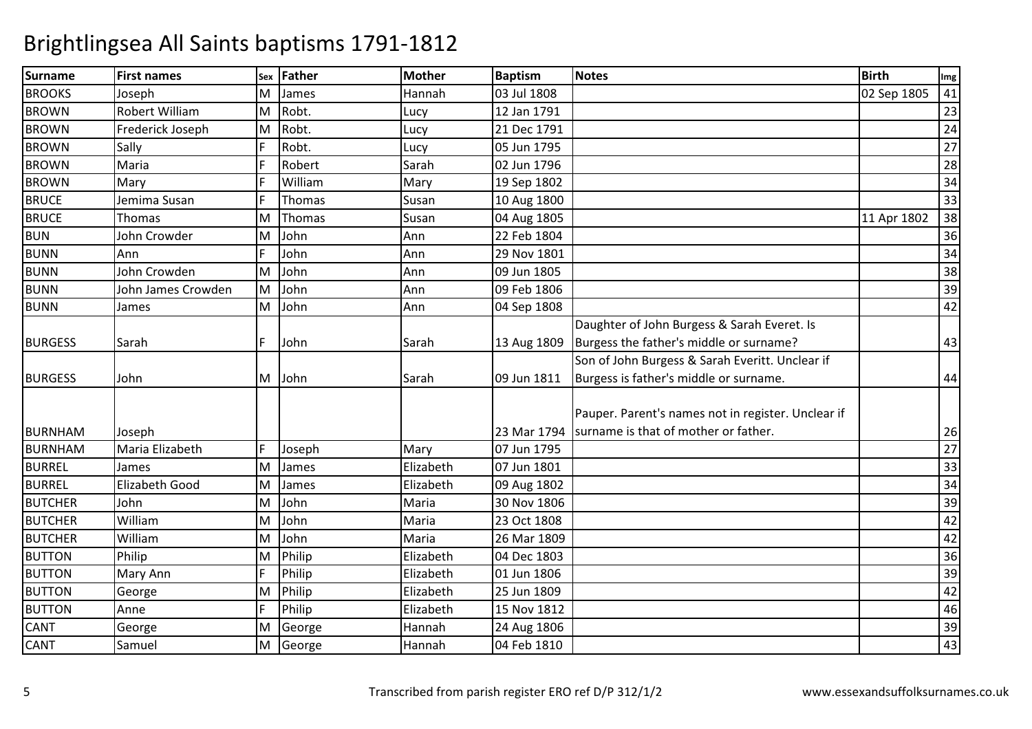# Brightlingsea All Saints baptisms 1791-1812

| Surname | First names | Sex | Father | Mother | Baptism | Notes | Birth | Img |
|---|---|---|---|---|---|---|---|---|
| BROOKS | Joseph | M | James | Hannah | 03 Jul 1808 | | 02 Sep 1805 | 41 |
| BROWN | Robert William | M | Robt. | Lucy | 12 Jan 1791 | | | 23 |
| BROWN | Frederick Joseph | M | Robt. | Lucy | 21 Dec 1791 | | | 24 |
| BROWN | Sally | F | Robt. | Lucy | 05 Jun 1795 | | | 27 |
| BROWN | Maria | F | Robert | Sarah | 02 Jun 1796 | | | 28 |
| BROWN | Mary | F | William | Mary | 19 Sep 1802 | | | 34 |
| BRUCE | Jemima Susan | F | Thomas | Susan | 10 Aug 1800 | | | 33 |
| BRUCE | Thomas | M | Thomas | Susan | 04 Aug 1805 | | 11 Apr 1802 | 38 |
| BUN | John Crowder | M | John | Ann | 22 Feb 1804 | | | 36 |
| BUNN | Ann | F | John | Ann | 29 Nov 1801 | | | 34 |
| BUNN | John Crowden | M | John | Ann | 09 Jun 1805 | | | 38 |
| BUNN | John James Crowden | M | John | Ann | 09 Feb 1806 | | | 39 |
| BUNN | James | M | John | Ann | 04 Sep 1808 | | | 42 |
| BURGESS | Sarah | F | John | Sarah | 13 Aug 1809 | Daughter of John Burgess & Sarah Everet. Is Burgess the father's middle or surname? | | 43 |
| BURGESS | John | M | John | Sarah | 09 Jun 1811 | Son of John Burgess & Sarah Everitt. Unclear if Burgess is father's middle or surname. | | 44 |
| BURNHAM | Joseph | | | | 23 Mar 1794 | Pauper. Parent's names not in register. Unclear if surname is that of mother or father. | | 26 |
| BURNHAM | Maria Elizabeth | F | Joseph | Mary | 07 Jun 1795 | | | 27 |
| BURREL | James | M | James | Elizabeth | 07 Jun 1801 | | | 33 |
| BURREL | Elizabeth Good | M | James | Elizabeth | 09 Aug 1802 | | | 34 |
| BUTCHER | John | M | John | Maria | 30 Nov 1806 | | | 39 |
| BUTCHER | William | M | John | Maria | 23 Oct 1808 | | | 42 |
| BUTCHER | William | M | John | Maria | 26 Mar 1809 | | | 42 |
| BUTTON | Philip | M | Philip | Elizabeth | 04 Dec 1803 | | | 36 |
| BUTTON | Mary Ann | F | Philip | Elizabeth | 01 Jun 1806 | | | 39 |
| BUTTON | George | M | Philip | Elizabeth | 25 Jun 1809 | | | 42 |
| BUTTON | Anne | F | Philip | Elizabeth | 15 Nov 1812 | | | 46 |
| CANT | George | M | George | Hannah | 24 Aug 1806 | | | 39 |
| CANT | Samuel | M | George | Hannah | 04 Feb 1810 | | | 43 |

Transcribed from parish register ERO ref D/P 312/1/2

www.essexandsuffolksurnames.co.uk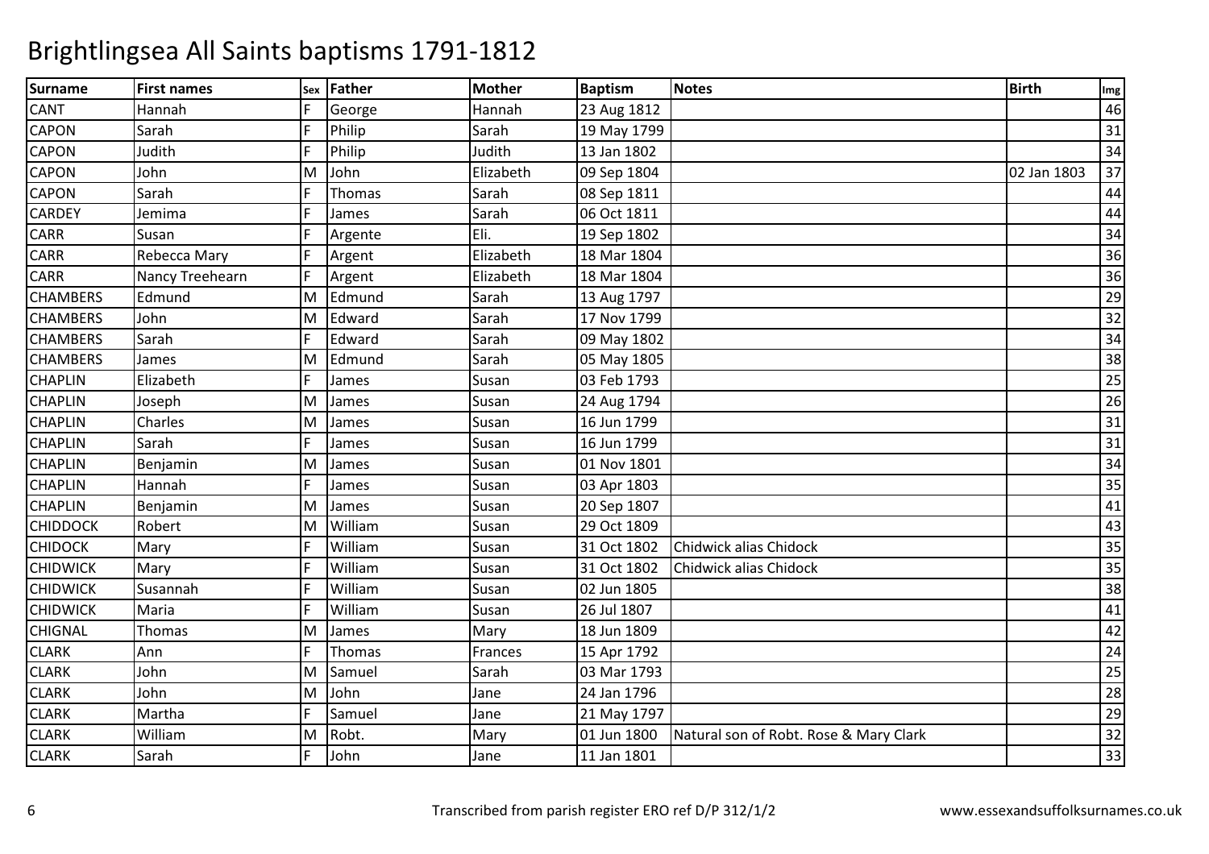# Brightlingsea All Saints baptisms 1791-1812

| Surname | First names | Sex | Father | Mother | Baptism | Notes | Birth | Img |
|---|---|---|---|---|---|---|---|---|
| CANT | Hannah | F | George | Hannah | 23 Aug 1812 | | | 46 |
| CAPON | Sarah | F | Philip | Sarah | 19 May 1799 | | | 31 |
| CAPON | Judith | F | Philip | Judith | 13 Jan 1802 | | | 34 |
| CAPON | John | M | John | Elizabeth | 09 Sep 1804 | | 02 Jan 1803 | 37 |
| CAPON | Sarah | F | Thomas | Sarah | 08 Sep 1811 | | | 44 |
| CARDEY | Jemima | F | James | Sarah | 06 Oct 1811 | | | 44 |
| CARR | Susan | F | Argente | Eli. | 19 Sep 1802 | | | 34 |
| CARR | Rebecca Mary | F | Argent | Elizabeth | 18 Mar 1804 | | | 36 |
| CARR | Nancy Treehearn | F | Argent | Elizabeth | 18 Mar 1804 | | | 36 |
| CHAMBERS | Edmund | M | Edmund | Sarah | 13 Aug 1797 | | | 29 |
| CHAMBERS | John | M | Edward | Sarah | 17 Nov 1799 | | | 32 |
| CHAMBERS | Sarah | F | Edward | Sarah | 09 May 1802 | | | 34 |
| CHAMBERS | James | M | Edmund | Sarah | 05 May 1805 | | | 38 |
| CHAPLIN | Elizabeth | F | James | Susan | 03 Feb 1793 | | | 25 |
| CHAPLIN | Joseph | M | James | Susan | 24 Aug 1794 | | | 26 |
| CHAPLIN | Charles | M | James | Susan | 16 Jun 1799 | | | 31 |
| CHAPLIN | Sarah | F | James | Susan | 16 Jun 1799 | | | 31 |
| CHAPLIN | Benjamin | M | James | Susan | 01 Nov 1801 | | | 34 |
| CHAPLIN | Hannah | F | James | Susan | 03 Apr 1803 | | | 35 |
| CHAPLIN | Benjamin | M | James | Susan | 20 Sep 1807 | | | 41 |
| CHIDDOCK | Robert | M | William | Susan | 29 Oct 1809 | | | 43 |
| CHIDOCK | Mary | F | William | Susan | 31 Oct 1802 | Chidwick alias Chidock | | 35 |
| CHIDWICK | Mary | F | William | Susan | 31 Oct 1802 | Chidwick alias Chidock | | 35 |
| CHIDWICK | Susannah | F | William | Susan | 02 Jun 1805 | | | 38 |
| CHIDWICK | Maria | F | William | Susan | 26 Jul 1807 | | | 41 |
| CHIGNAL | Thomas | M | James | Mary | 18 Jun 1809 | | | 42 |
| CLARK | Ann | F | Thomas | Frances | 15 Apr 1792 | | | 24 |
| CLARK | John | M | Samuel | Sarah | 03 Mar 1793 | | | 25 |
| CLARK | John | M | John | Jane | 24 Jan 1796 | | | 28 |
| CLARK | Martha | F | Samuel | Jane | 21 May 1797 | | | 29 |
| CLARK | William | M | Robt. | Mary | 01 Jun 1800 | Natural son of Robt. Rose & Mary Clark | | 32 |
| CLARK | Sarah | F | John | Jane | 11 Jan 1801 | | | 33 |

Transcribed from parish register ERO ref D/P 312/1/2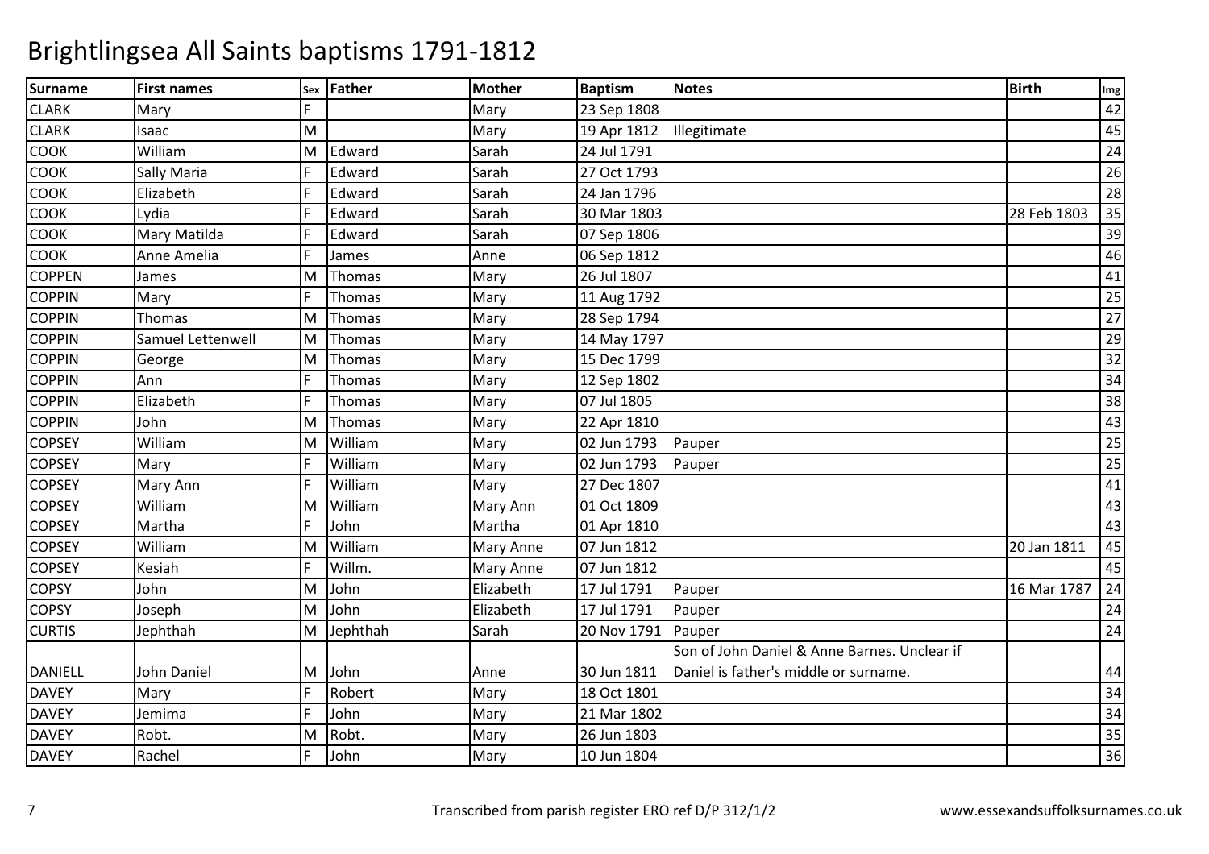# Brightlingsea All Saints baptisms 1791-1812

| Surname | First names | Sex | Father | Mother | Baptism | Notes | Birth | Img |
|---|---|---|---|---|---|---|---|---|
| CLARK | Mary | F | | Mary | 23 Sep 1808 | | | 42 |
| CLARK | Isaac | M | | Mary | 19 Apr 1812 | Illegitimate | | 45 |
| COOK | William | M | Edward | Sarah | 24 Jul 1791 | | | 24 |
| COOK | Sally Maria | F | Edward | Sarah | 27 Oct 1793 | | | 26 |
| COOK | Elizabeth | F | Edward | Sarah | 24 Jan 1796 | | | 28 |
| COOK | Lydia | F | Edward | Sarah | 30 Mar 1803 | | 28 Feb 1803 | 35 |
| COOK | Mary Matilda | F | Edward | Sarah | 07 Sep 1806 | | | 39 |
| COOK | Anne Amelia | F | James | Anne | 06 Sep 1812 | | | 46 |
| COPPEN | James | M | Thomas | Mary | 26 Jul 1807 | | | 41 |
| COPPIN | Mary | F | Thomas | Mary | 11 Aug 1792 | | | 25 |
| COPPIN | Thomas | M | Thomas | Mary | 28 Sep 1794 | | | 27 |
| COPPIN | Samuel Lettenwell | M | Thomas | Mary | 14 May 1797 | | | 29 |
| COPPIN | George | M | Thomas | Mary | 15 Dec 1799 | | | 32 |
| COPPIN | Ann | F | Thomas | Mary | 12 Sep 1802 | | | 34 |
| COPPIN | Elizabeth | F | Thomas | Mary | 07 Jul 1805 | | | 38 |
| COPPIN | John | M | Thomas | Mary | 22 Apr 1810 | | | 43 |
| COPSEY | William | M | William | Mary | 02 Jun 1793 | Pauper | | 25 |
| COPSEY | Mary | F | William | Mary | 02 Jun 1793 | Pauper | | 25 |
| COPSEY | Mary Ann | F | William | Mary | 27 Dec 1807 | | | 41 |
| COPSEY | William | M | William | Mary Ann | 01 Oct 1809 | | | 43 |
| COPSEY | Martha | F | John | Martha | 01 Apr 1810 | | | 43 |
| COPSEY | William | M | William | Mary Anne | 07 Jun 1812 | | 20 Jan 1811 | 45 |
| COPSEY | Kesiah | F | Willm. | Mary Anne | 07 Jun 1812 | | | 45 |
| COPSY | John | M | John | Elizabeth | 17 Jul 1791 | Pauper | 16 Mar 1787 | 24 |
| COPSY | Joseph | M | John | Elizabeth | 17 Jul 1791 | Pauper | | 24 |
| CURTIS | Jephthah | M | Jephthah | Sarah | 20 Nov 1791 | Pauper | | 24 |
| DANIELL | John Daniel | M | John | Anne | 30 Jun 1811 | Son of John Daniel & Anne Barnes. Unclear if Daniel is father's middle or surname. | | 44 |
| DAVEY | Mary | F | Robert | Mary | 18 Oct 1801 | | | 34 |
| DAVEY | Jemima | F | John | Mary | 21 Mar 1802 | | | 34 |
| DAVEY | Robt. | M | Robt. | Mary | 26 Jun 1803 | | | 35 |
| DAVEY | Rachel | F | John | Mary | 10 Jun 1804 | | | 36 |

Transcribed from parish register ERO ref D/P 312/1/2 www.essexandsuffolksurnames.co.uk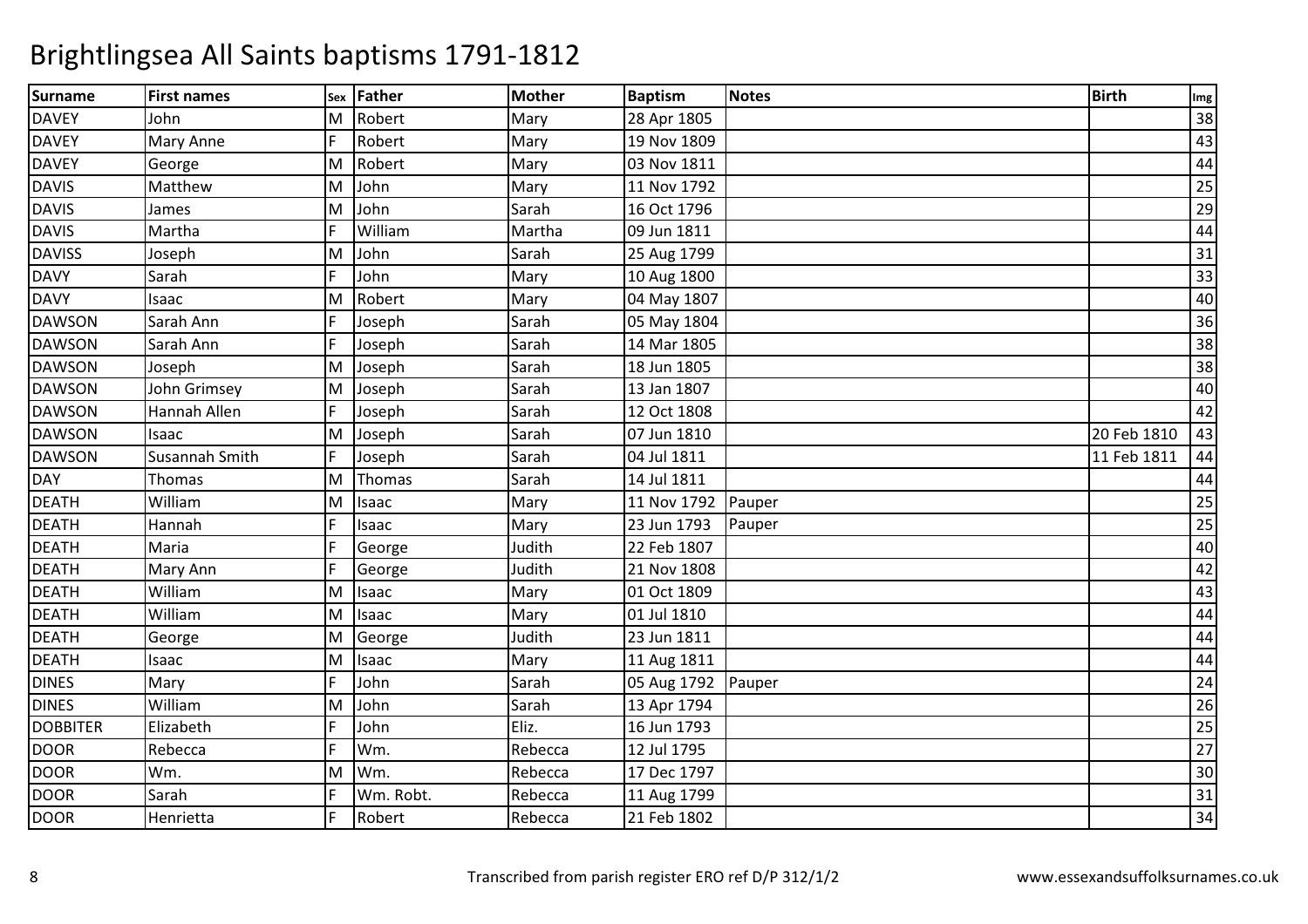# Brightlingsea All Saints baptisms 1791-1812

| Surname | First names | Sex | Father | Mother | Baptism | Notes | Birth | Img |
|---|---|---|---|---|---|---|---|---|
| DAVEY | John | M | Robert | Mary | 28 Apr 1805 | | | 38 |
| DAVEY | Mary Anne | F | Robert | Mary | 19 Nov 1809 | | | 43 |
| DAVEY | George | M | Robert | Mary | 03 Nov 1811 | | | 44 |
| DAVIS | Matthew | M | John | Mary | 11 Nov 1792 | | | 25 |
| DAVIS | James | M | John | Sarah | 16 Oct 1796 | | | 29 |
| DAVIS | Martha | F | William | Martha | 09 Jun 1811 | | | 44 |
| DAVISS | Joseph | M | John | Sarah | 25 Aug 1799 | | | 31 |
| DAVY | Sarah | F | John | Mary | 10 Aug 1800 | | | 33 |
| DAVY | Isaac | M | Robert | Mary | 04 May 1807 | | | 40 |
| DAWSON | Sarah Ann | F | Joseph | Sarah | 05 May 1804 | | | 36 |
| DAWSON | Sarah Ann | F | Joseph | Sarah | 14 Mar 1805 | | | 38 |
| DAWSON | Joseph | M | Joseph | Sarah | 18 Jun 1805 | | | 38 |
| DAWSON | John Grimsey | M | Joseph | Sarah | 13 Jan 1807 | | | 40 |
| DAWSON | Hannah Allen | F | Joseph | Sarah | 12 Oct 1808 | | | 42 |
| DAWSON | Isaac | M | Joseph | Sarah | 07 Jun 1810 | | 20 Feb 1810 | 43 |
| DAWSON | Susannah Smith | F | Joseph | Sarah | 04 Jul 1811 | | 11 Feb 1811 | 44 |
| DAY | Thomas | M | Thomas | Sarah | 14 Jul 1811 | | | 44 |
| DEATH | William | M | Isaac | Mary | 11 Nov 1792 | Pauper | | 25 |
| DEATH | Hannah | F | Isaac | Mary | 23 Jun 1793 | Pauper | | 25 |
| DEATH | Maria | F | George | Judith | 22 Feb 1807 | | | 40 |
| DEATH | Mary Ann | F | George | Judith | 21 Nov 1808 | | | 42 |
| DEATH | William | M | Isaac | Mary | 01 Oct 1809 | | | 43 |
| DEATH | William | M | Isaac | Mary | 01 Jul 1810 | | | 44 |
| DEATH | George | M | George | Judith | 23 Jun 1811 | | | 44 |
| DEATH | Isaac | M | Isaac | Mary | 11 Aug 1811 | | | 44 |
| DINES | Mary | F | John | Sarah | 05 Aug 1792 | Pauper | | 24 |
| DINES | William | M | John | Sarah | 13 Apr 1794 | | | 26 |
| DOBBITER | Elizabeth | F | John | Eliz. | 16 Jun 1793 | | | 25 |
| DOOR | Rebecca | F | Wm. | Rebecca | 12 Jul 1795 | | | 27 |
| DOOR | Wm. | M | Wm. | Rebecca | 17 Dec 1797 | | | 30 |
| DOOR | Sarah | F | Wm. Robt. | Rebecca | 11 Aug 1799 | | | 31 |
| DOOR | Henrietta | F | Robert | Rebecca | 21 Feb 1802 | | | 34 |

Transcribed from parish register ERO ref D/P 312/1/2 www.essexandsuffolksurnames.co.uk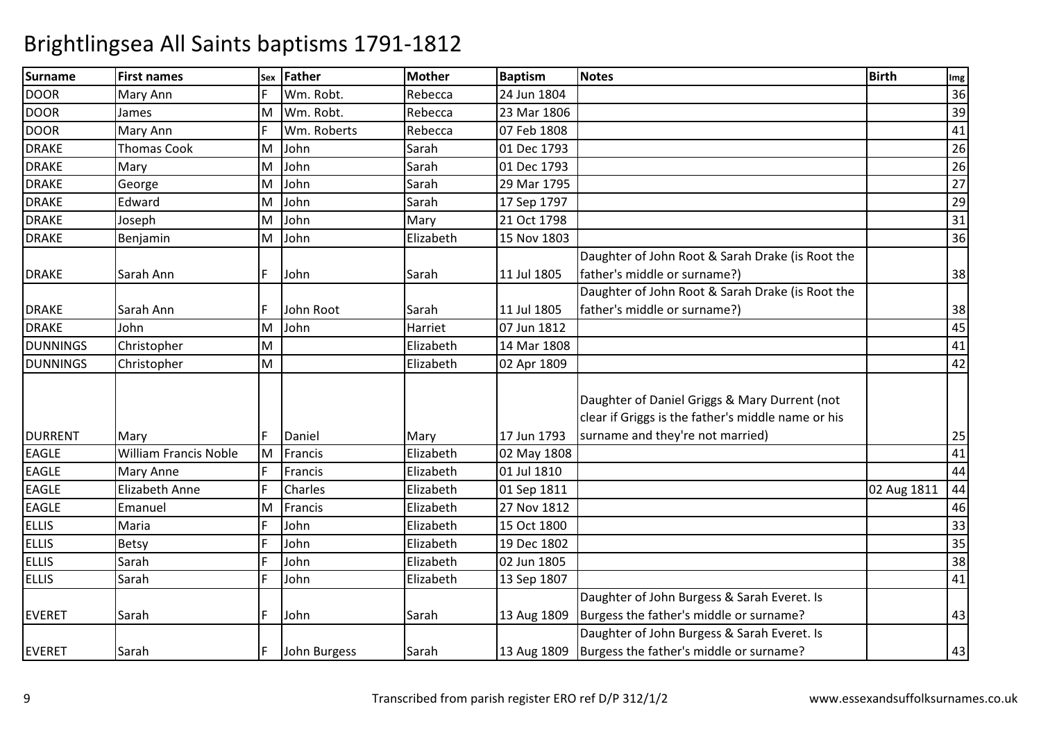# Brightlingsea All Saints baptisms 1791-1812

| Surname | First names | Sex | Father | Mother | Baptism | Notes | Birth | Img |
|---|---|---|---|---|---|---|---|---|
| DOOR | Mary Ann | F | Wm. Robt. | Rebecca | 24 Jun 1804 | | | 36 |
| DOOR | James | M | Wm. Robt. | Rebecca | 23 Mar 1806 | | | 39 |
| DOOR | Mary Ann | F | Wm. Roberts | Rebecca | 07 Feb 1808 | | | 41 |
| DRAKE | Thomas Cook | M | John | Sarah | 01 Dec 1793 | | | 26 |
| DRAKE | Mary | M | John | Sarah | 01 Dec 1793 | | | 26 |
| DRAKE | George | M | John | Sarah | 29 Mar 1795 | | | 27 |
| DRAKE | Edward | M | John | Sarah | 17 Sep 1797 | | | 29 |
| DRAKE | Joseph | M | John | Mary | 21 Oct 1798 | | | 31 |
| DRAKE | Benjamin | M | John | Elizabeth | 15 Nov 1803 | | | 36 |
| DRAKE | Sarah Ann | F | John | Sarah | 11 Jul 1805 | Daughter of John Root & Sarah Drake (is Root the father's middle or surname?) | | 38 |
| DRAKE | Sarah Ann | F | John Root | Sarah | 11 Jul 1805 | Daughter of John Root & Sarah Drake (is Root the father's middle or surname?) | | 38 |
| DRAKE | John | M | John | Harriet | 07 Jun 1812 | | | 45 |
| DUNNINGS | Christopher | M | | Elizabeth | 14 Mar 1808 | | | 41 |
| DUNNINGS | Christopher | M | | Elizabeth | 02 Apr 1809 | | | 42 |
| DURRENT | Mary | F | Daniel | Mary | 17 Jun 1793 | Daughter of Daniel Griggs & Mary Durrent (not clear if Griggs is the father's middle name or his surname and they're not married) | | 25 |
| EAGLE | William Francis Noble | M | Francis | Elizabeth | 02 May 1808 | | | 41 |
| EAGLE | Mary Anne | F | Francis | Elizabeth | 01 Jul 1810 | | | 44 |
| EAGLE | Elizabeth Anne | F | Charles | Elizabeth | 01 Sep 1811 | | 02 Aug 1811 | 44 |
| EAGLE | Emanuel | M | Francis | Elizabeth | 27 Nov 1812 | | | 46 |
| ELLIS | Maria | F | John | Elizabeth | 15 Oct 1800 | | | 33 |
| ELLIS | Betsy | F | John | Elizabeth | 19 Dec 1802 | | | 35 |
| ELLIS | Sarah | F | John | Elizabeth | 02 Jun 1805 | | | 38 |
| ELLIS | Sarah | F | John | Elizabeth | 13 Sep 1807 | | | 41 |
| EVERET | Sarah | F | John | Sarah | 13 Aug 1809 | Daughter of John Burgess & Sarah Everet. Is Burgess the father's middle or surname? | | 43 |
| EVERET | Sarah | F | John Burgess | Sarah | 13 Aug 1809 | Daughter of John Burgess & Sarah Everet. Is Burgess the father's middle or surname? | | 43 |

Transcribed from parish register ERO ref D/P 312/1/2 www.essexandsuffolksurnames.co.uk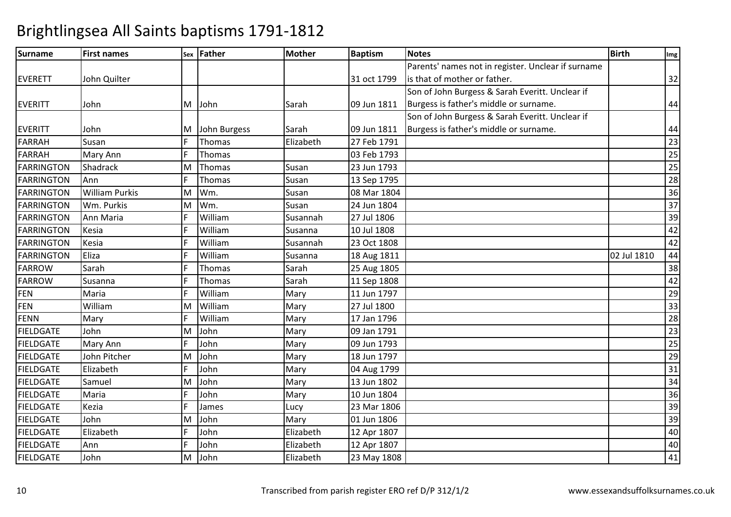# Brightlingsea All Saints baptisms 1791-1812

| Surname | First names | Sex | Father | Mother | Baptism | Notes | Birth | Img |
|---|---|---|---|---|---|---|---|---|
| EVERETT | John Quilter | | | | 31 oct 1799 | Parents' names not in register. Unclear if surname is that of mother or father. | | 32 |
| EVERITT | John | M | John | Sarah | 09 Jun 1811 | Son of John Burgess & Sarah Everitt. Unclear if Burgess is father's middle or surname. | | 44 |
| EVERITT | John | M | John Burgess | Sarah | 09 Jun 1811 | Son of John Burgess & Sarah Everitt. Unclear if Burgess is father's middle or surname. | | 44 |
| FARRAH | Susan | F | Thomas | Elizabeth | 27 Feb 1791 | | | 23 |
| FARRAH | Mary Ann | F | Thomas | | 03 Feb 1793 | | | 25 |
| FARRINGTON | Shadrack | M | Thomas | Susan | 23 Jun 1793 | | | 25 |
| FARRINGTON | Ann | F | Thomas | Susan | 13 Sep 1795 | | | 28 |
| FARRINGTON | William Purkis | M | Wm. | Susan | 08 Mar 1804 | | | 36 |
| FARRINGTON | Wm. Purkis | M | Wm. | Susan | 24 Jun 1804 | | | 37 |
| FARRINGTON | Ann Maria | F | William | Susannah | 27 Jul 1806 | | | 39 |
| FARRINGTON | Kesia | F | William | Susanna | 10 Jul 1808 | | | 42 |
| FARRINGTON | Kesia | F | William | Susannah | 23 Oct 1808 | | | 42 |
| FARRINGTON | Eliza | F | William | Susanna | 18 Aug 1811 | | 02 Jul 1810 | 44 |
| FARROW | Sarah | F | Thomas | Sarah | 25 Aug 1805 | | | 38 |
| FARROW | Susanna | F | Thomas | Sarah | 11 Sep 1808 | | | 42 |
| FEN | Maria | F | William | Mary | 11 Jun 1797 | | | 29 |
| FEN | William | M | William | Mary | 27 Jul 1800 | | | 33 |
| FENN | Mary | F | William | Mary | 17 Jan 1796 | | | 28 |
| FIELDGATE | John | M | John | Mary | 09 Jan 1791 | | | 23 |
| FIELDGATE | Mary Ann | F | John | Mary | 09 Jun 1793 | | | 25 |
| FIELDGATE | John Pitcher | M | John | Mary | 18 Jun 1797 | | | 29 |
| FIELDGATE | Elizabeth | F | John | Mary | 04 Aug 1799 | | | 31 |
| FIELDGATE | Samuel | M | John | Mary | 13 Jun 1802 | | | 34 |
| FIELDGATE | Maria | F | John | Mary | 10 Jun 1804 | | | 36 |
| FIELDGATE | Kezia | F | James | Lucy | 23 Mar 1806 | | | 39 |
| FIELDGATE | John | M | John | Mary | 01 Jun 1806 | | | 39 |
| FIELDGATE | Elizabeth | F | John | Elizabeth | 12 Apr 1807 | | | 40 |
| FIELDGATE | Ann | F | John | Elizabeth | 12 Apr 1807 | | | 40 |
| FIELDGATE | John | M | John | Elizabeth | 23 May 1808 | | | 41 |

Transcribed from parish register ERO ref D/P 312/1/2 www.essexandsuffolksurnames.co.uk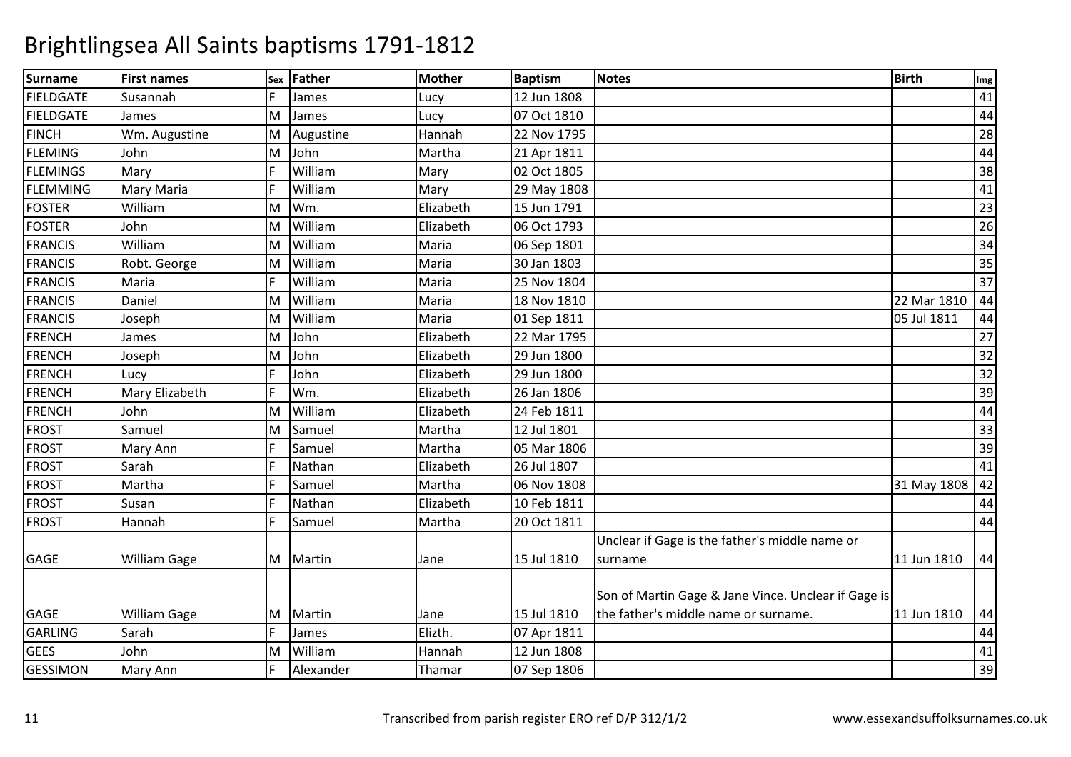# Brightlingsea All Saints baptisms 1791-1812

| Surname | First names | Sex | Father | Mother | Baptism | Notes | Birth | Img |
|---|---|---|---|---|---|---|---|---|
| FIELDGATE | Susannah | F | James | Lucy | 12 Jun 1808 | | | 41 |
| FIELDGATE | James | M | James | Lucy | 07 Oct 1810 | | | 44 |
| FINCH | Wm. Augustine | M | Augustine | Hannah | 22 Nov 1795 | | | 28 |
| FLEMING | John | M | John | Martha | 21 Apr 1811 | | | 44 |
| FLEMINGS | Mary | F | William | Mary | 02 Oct 1805 | | | 38 |
| FLEMMING | Mary Maria | F | William | Mary | 29 May 1808 | | | 41 |
| FOSTER | William | M | Wm. | Elizabeth | 15 Jun 1791 | | | 23 |
| FOSTER | John | M | William | Elizabeth | 06 Oct 1793 | | | 26 |
| FRANCIS | William | M | William | Maria | 06 Sep 1801 | | | 34 |
| FRANCIS | Robt. George | M | William | Maria | 30 Jan 1803 | | | 35 |
| FRANCIS | Maria | F | William | Maria | 25 Nov 1804 | | | 37 |
| FRANCIS | Daniel | M | William | Maria | 18 Nov 1810 | | 22 Mar 1810 | 44 |
| FRANCIS | Joseph | M | William | Maria | 01 Sep 1811 | | 05 Jul 1811 | 44 |
| FRENCH | James | M | John | Elizabeth | 22 Mar 1795 | | | 27 |
| FRENCH | Joseph | M | John | Elizabeth | 29 Jun 1800 | | | 32 |
| FRENCH | Lucy | F | John | Elizabeth | 29 Jun 1800 | | | 32 |
| FRENCH | Mary Elizabeth | F | Wm. | Elizabeth | 26 Jan 1806 | | | 39 |
| FRENCH | John | M | William | Elizabeth | 24 Feb 1811 | | | 44 |
| FROST | Samuel | M | Samuel | Martha | 12 Jul 1801 | | | 33 |
| FROST | Mary Ann | F | Samuel | Martha | 05 Mar 1806 | | | 39 |
| FROST | Sarah | F | Nathan | Elizabeth | 26 Jul 1807 | | | 41 |
| FROST | Martha | F | Samuel | Martha | 06 Nov 1808 | | 31 May 1808 | 42 |
| FROST | Susan | F | Nathan | Elizabeth | 10 Feb 1811 | | | 44 |
| FROST | Hannah | F | Samuel | Martha | 20 Oct 1811 | | | 44 |
| GAGE | William Gage | M | Martin | Jane | 15 Jul 1810 | Unclear if Gage is the father's middle name or surname | 11 Jun 1810 | 44 |
| GAGE | William Gage | M | Martin | Jane | 15 Jul 1810 | Son of Martin Gage & Jane Vince. Unclear if Gage is the father's middle name or surname. | 11 Jun 1810 | 44 |
| GARLING | Sarah | F | James | Elizth. | 07 Apr 1811 | | | 44 |
| GEES | John | M | William | Hannah | 12 Jun 1808 | | | 41 |
| GESSIMON | Mary Ann | F | Alexander | Thamar | 07 Sep 1806 | | | 39 |

Transcribed from parish register ERO ref D/P 312/1/2 www.essexandsuffolksurnames.co.uk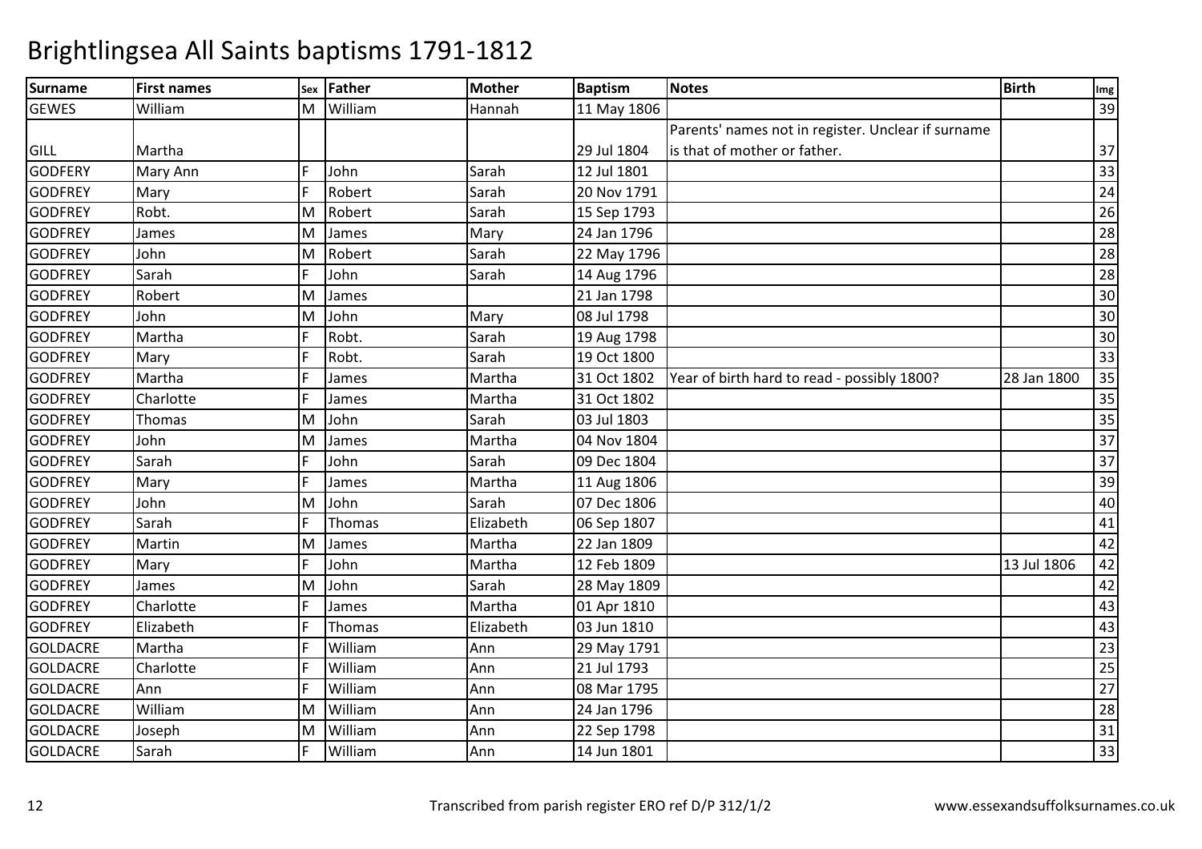# Brightlingsea All Saints baptisms 1791-1812

| Surname | First names | Sex | Father | Mother | Baptism | Notes | Birth | Img |
|---|---|---|---|---|---|---|---|---|
| GEWES | William | M | William | Hannah | 11 May 1806 | | | 39 |
| GILL | Martha | | | | 29 Jul 1804 | Parents' names not in register. Unclear if surname is that of mother or father. | | 37 |
| GODFERY | Mary Ann | F | John | Sarah | 12 Jul 1801 | | | 33 |
| GODFREY | Mary | F | Robert | Sarah | 20 Nov 1791 | | | 24 |
| GODFREY | Robt. | M | Robert | Sarah | 15 Sep 1793 | | | 26 |
| GODFREY | James | M | James | Mary | 24 Jan 1796 | | | 28 |
| GODFREY | John | M | Robert | Sarah | 22 May 1796 | | | 28 |
| GODFREY | Sarah | F | John | Sarah | 14 Aug 1796 | | | 28 |
| GODFREY | Robert | M | James | | 21 Jan 1798 | | | 30 |
| GODFREY | John | M | John | Mary | 08 Jul 1798 | | | 30 |
| GODFREY | Martha | F | Robt. | Sarah | 19 Aug 1798 | | | 30 |
| GODFREY | Mary | F | Robt. | Sarah | 19 Oct 1800 | | | 33 |
| GODFREY | Martha | F | James | Martha | 31 Oct 1802 | Year of birth hard to read - possibly 1800? | 28 Jan 1800 | 35 |
| GODFREY | Charlotte | F | James | Martha | 31 Oct 1802 | | | 35 |
| GODFREY | Thomas | M | John | Sarah | 03 Jul 1803 | | | 35 |
| GODFREY | John | M | James | Martha | 04 Nov 1804 | | | 37 |
| GODFREY | Sarah | F | John | Sarah | 09 Dec 1804 | | | 37 |
| GODFREY | Mary | F | James | Martha | 11 Aug 1806 | | | 39 |
| GODFREY | John | M | John | Sarah | 07 Dec 1806 | | | 40 |
| GODFREY | Sarah | F | Thomas | Elizabeth | 06 Sep 1807 | | | 41 |
| GODFREY | Martin | M | James | Martha | 22 Jan 1809 | | | 42 |
| GODFREY | Mary | F | John | Martha | 12 Feb 1809 | | 13 Jul 1806 | 42 |
| GODFREY | James | M | John | Sarah | 28 May 1809 | | | 42 |
| GODFREY | Charlotte | F | James | Martha | 01 Apr 1810 | | | 43 |
| GODFREY | Elizabeth | F | Thomas | Elizabeth | 03 Jun 1810 | | | 43 |
| GOLDACRE | Martha | F | William | Ann | 29 May 1791 | | | 23 |
| GOLDACRE | Charlotte | F | William | Ann | 21 Jul 1793 | | | 25 |
| GOLDACRE | Ann | F | William | Ann | 08 Mar 1795 | | | 27 |
| GOLDACRE | William | M | William | Ann | 24 Jan 1796 | | | 28 |
| GOLDACRE | Joseph | M | William | Ann | 22 Sep 1798 | | | 31 |
| GOLDACRE | Sarah | F | William | Ann | 14 Jun 1801 | | | 33 |

Transcribed from parish register ERO ref D/P 312/1/2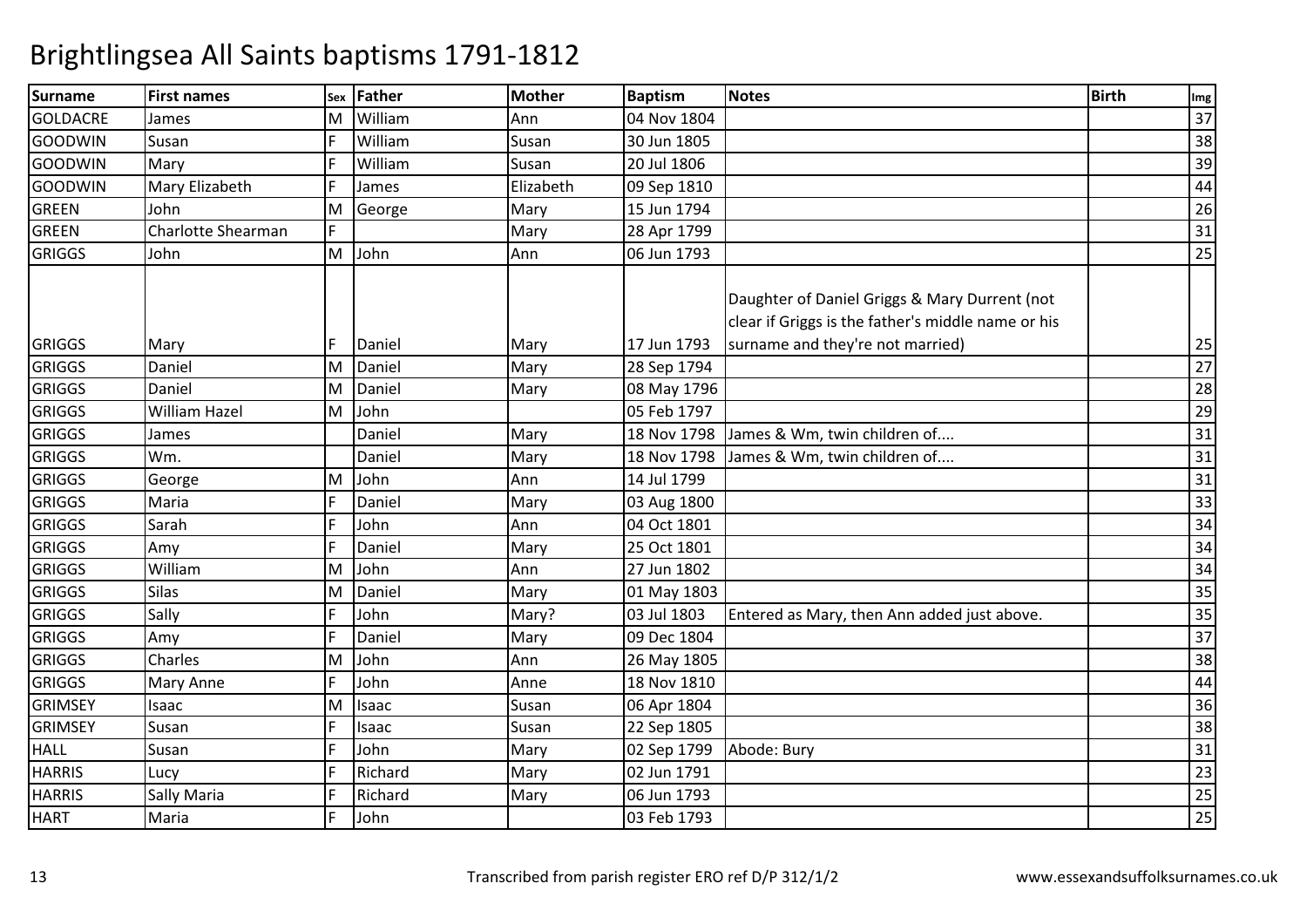# Brightlingsea All Saints baptisms 1791-1812

| Surname | First names | Sex | Father | Mother | Baptism | Notes | Birth | Img |
|---|---|---|---|---|---|---|---|---|
| GOLDACRE | James | M | William | Ann | 04 Nov 1804 | | | 37 |
| GOODWIN | Susan | F | William | Susan | 30 Jun 1805 | | | 38 |
| GOODWIN | Mary | F | William | Susan | 20 Jul 1806 | | | 39 |
| GOODWIN | Mary Elizabeth | F | James | Elizabeth | 09 Sep 1810 | | | 44 |
| GREEN | John | M | George | Mary | 15 Jun 1794 | | | 26 |
| GREEN | Charlotte Shearman | F | | Mary | 28 Apr 1799 | | | 31 |
| GRIGGS | John | M | John | Ann | 06 Jun 1793 | | | 25 |
| GRIGGS | Mary | F | Daniel | Mary | 17 Jun 1793 | Daughter of Daniel Griggs & Mary Durrent (not clear if Griggs is the father's middle name or his surname and they're not married) | | 25 |
| GRIGGS | Daniel | M | Daniel | Mary | 28 Sep 1794 | | | 27 |
| GRIGGS | Daniel | M | Daniel | Mary | 08 May 1796 | | | 28 |
| GRIGGS | William Hazel | M | John | | 05 Feb 1797 | | | 29 |
| GRIGGS | James | | Daniel | Mary | 18 Nov 1798 | James & Wm, twin children of.... | | 31 |
| GRIGGS | Wm. | | Daniel | Mary | 18 Nov 1798 | James & Wm, twin children of.... | | 31 |
| GRIGGS | George | M | John | Ann | 14 Jul 1799 | | | 31 |
| GRIGGS | Maria | F | Daniel | Mary | 03 Aug 1800 | | | 33 |
| GRIGGS | Sarah | F | John | Ann | 04 Oct 1801 | | | 34 |
| GRIGGS | Amy | F | Daniel | Mary | 25 Oct 1801 | | | 34 |
| GRIGGS | William | M | John | Ann | 27 Jun 1802 | | | 34 |
| GRIGGS | Silas | M | Daniel | Mary | 01 May 1803 | | | 35 |
| GRIGGS | Sally | F | John | Mary? | 03 Jul 1803 | Entered as Mary, then Ann added just above. | | 35 |
| GRIGGS | Amy | F | Daniel | Mary | 09 Dec 1804 | | | 37 |
| GRIGGS | Charles | M | John | Ann | 26 May 1805 | | | 38 |
| GRIGGS | Mary Anne | F | John | Anne | 18 Nov 1810 | | | 44 |
| GRIMSEY | Isaac | M | Isaac | Susan | 06 Apr 1804 | | | 36 |
| GRIMSEY | Susan | F | Isaac | Susan | 22 Sep 1805 | | | 38 |
| HALL | Susan | F | John | Mary | 02 Sep 1799 | Abode: Bury | | 31 |
| HARRIS | Lucy | F | Richard | Mary | 02 Jun 1791 | | | 23 |
| HARRIS | Sally Maria | F | Richard | Mary | 06 Jun 1793 | | | 25 |
| HART | Maria | F | John | | 03 Feb 1793 | | | 25 |

Transcribed from parish register ERO ref D/P 312/1/2 www.essexandsuffolksurnames.co.uk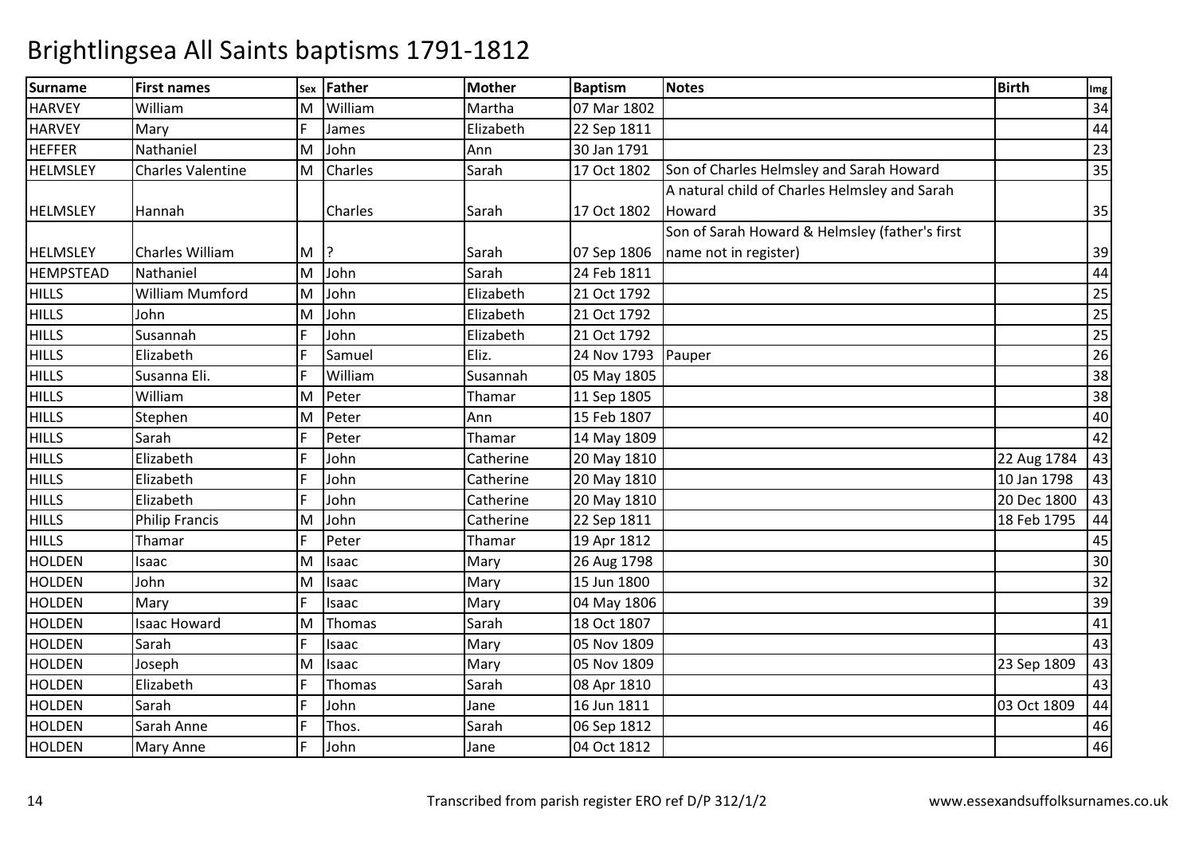# Brightlingsea All Saints baptisms 1791-1812

| Surname | First names | Sex | Father | Mother | Baptism | Notes | Birth | Img |
|---|---|---|---|---|---|---|---|---|
| HARVEY | William | M | William | Martha | 07 Mar 1802 | | | 34 |
| HARVEY | Mary | F | James | Elizabeth | 22 Sep 1811 | | | 44 |
| HEFFER | Nathaniel | M | John | Ann | 30 Jan 1791 | | | 23 |
| HELMSLEY | Charles Valentine | M | Charles | Sarah | 17 Oct 1802 | Son of Charles Helmsley and Sarah Howard | | 35 |
| HELMSLEY | Hannah | | Charles | Sarah | 17 Oct 1802 | A natural child of Charles Helmsley and Sarah Howard | | 35 |
| HELMSLEY | Charles William | M | ? | Sarah | 07 Sep 1806 | Son of Sarah Howard & Helmsley (father's first name not in register) | | 39 |
| HEMPSTEAD | Nathaniel | M | John | Sarah | 24 Feb 1811 | | | 44 |
| HILLS | William Mumford | M | John | Elizabeth | 21 Oct 1792 | | | 25 |
| HILLS | John | M | John | Elizabeth | 21 Oct 1792 | | | 25 |
| HILLS | Susannah | F | John | Elizabeth | 21 Oct 1792 | | | 25 |
| HILLS | Elizabeth | F | Samuel | Eliz. | 24 Nov 1793 | Pauper | | 26 |
| HILLS | Susanna Eli. | F | William | Susannah | 05 May 1805 | | | 38 |
| HILLS | William | M | Peter | Thamar | 11 Sep 1805 | | | 38 |
| HILLS | Stephen | M | Peter | Ann | 15 Feb 1807 | | | 40 |
| HILLS | Sarah | F | Peter | Thamar | 14 May 1809 | | | 42 |
| HILLS | Elizabeth | F | John | Catherine | 20 May 1810 | | 22 Aug 1784 | 43 |
| HILLS | Elizabeth | F | John | Catherine | 20 May 1810 | | 10 Jan 1798 | 43 |
| HILLS | Elizabeth | F | John | Catherine | 20 May 1810 | | 20 Dec 1800 | 43 |
| HILLS | Philip Francis | M | John | Catherine | 22 Sep 1811 | | 18 Feb 1795 | 44 |
| HILLS | Thamar | F | Peter | Thamar | 19 Apr 1812 | | | 45 |
| HOLDEN | Isaac | M | Isaac | Mary | 26 Aug 1798 | | | 30 |
| HOLDEN | John | M | Isaac | Mary | 15 Jun 1800 | | | 32 |
| HOLDEN | Mary | F | Isaac | Mary | 04 May 1806 | | | 39 |
| HOLDEN | Isaac Howard | M | Thomas | Sarah | 18 Oct 1807 | | | 41 |
| HOLDEN | Sarah | F | Isaac | Mary | 05 Nov 1809 | | | 43 |
| HOLDEN | Joseph | M | Isaac | Mary | 05 Nov 1809 | | 23 Sep 1809 | 43 |
| HOLDEN | Elizabeth | F | Thomas | Sarah | 08 Apr 1810 | | | 43 |
| HOLDEN | Sarah | F | John | Jane | 16 Jun 1811 | | 03 Oct 1809 | 44 |
| HOLDEN | Sarah Anne | F | Thos. | Sarah | 06 Sep 1812 | | | 46 |
| HOLDEN | Mary Anne | F | John | Jane | 04 Oct 1812 | | | 46 |

Transcribed from parish register ERO ref D/P 312/1/2

www.essexandsuffolksurnames.co.uk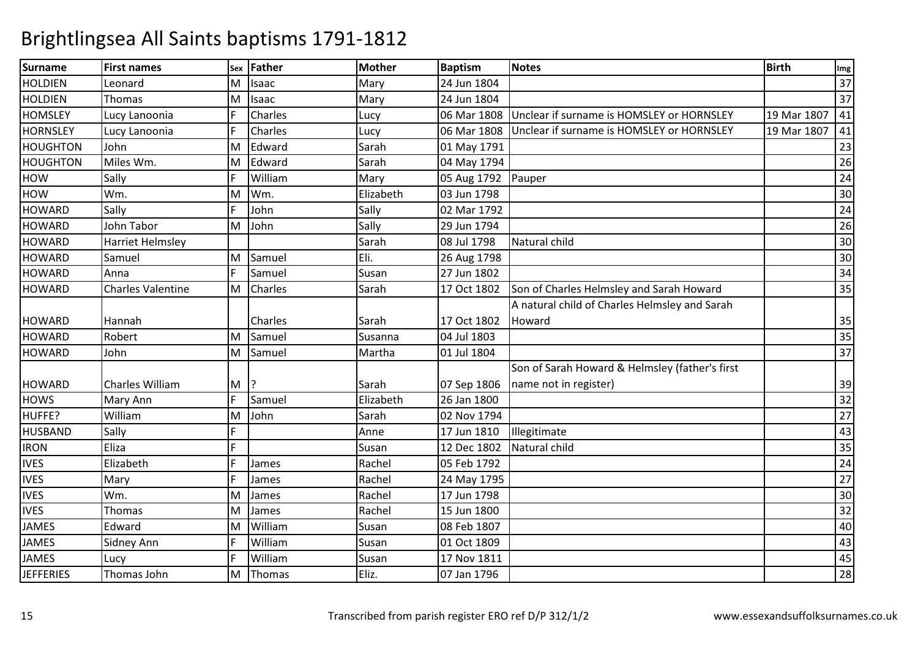# Brightlingsea All Saints baptisms 1791-1812

| Surname | First names | Sex | Father | Mother | Baptism | Notes | Birth | Img |
|---|---|---|---|---|---|---|---|---|
| HOLDIEN | Leonard | M | Isaac | Mary | 24 Jun 1804 | | | 37 |
| HOLDIEN | Thomas | M | Isaac | Mary | 24 Jun 1804 | | | 37 |
| HOMSLEY | Lucy Lanoonia | F | Charles | Lucy | 06 Mar 1808 | Unclear if surname is HOMSLEY or HORNSLEY | 19 Mar 1807 | 41 |
| HORNSLEY | Lucy Lanoonia | F | Charles | Lucy | 06 Mar 1808 | Unclear if surname is HOMSLEY or HORNSLEY | 19 Mar 1807 | 41 |
| HOUGHTON | John | M | Edward | Sarah | 01 May 1791 | | | 23 |
| HOUGHTON | Miles Wm. | M | Edward | Sarah | 04 May 1794 | | | 26 |
| HOW | Sally | F | William | Mary | 05 Aug 1792 | Pauper | | 24 |
| HOW | Wm. | M | Wm. | Elizabeth | 03 Jun 1798 | | | 30 |
| HOWARD | Sally | F | John | Sally | 02 Mar 1792 | | | 24 |
| HOWARD | John Tabor | M | John | Sally | 29 Jun 1794 | | | 26 |
| HOWARD | Harriet Helmsley | | | Sarah | 08 Jul 1798 | Natural child | | 30 |
| HOWARD | Samuel | M | Samuel | Eli. | 26 Aug 1798 | | | 30 |
| HOWARD | Anna | F | Samuel | Susan | 27 Jun 1802 | | | 34 |
| HOWARD | Charles Valentine | M | Charles | Sarah | 17 Oct 1802 | Son of Charles Helmsley and Sarah Howard | | 35 |
| HOWARD | Hannah | | Charles | Sarah | 17 Oct 1802 | A natural child of Charles Helmsley and Sarah Howard | | 35 |
| HOWARD | Robert | M | Samuel | Susanna | 04 Jul 1803 | | | 35 |
| HOWARD | John | M | Samuel | Martha | 01 Jul 1804 | | | 37 |
| HOWARD | Charles William | M | ? | Sarah | 07 Sep 1806 | Son of Sarah Howard & Helmsley (father's first name not in register) | | 39 |
| HOWS | Mary Ann | F | Samuel | Elizabeth | 26 Jan 1800 | | | 32 |
| HUFFE? | William | M | John | Sarah | 02 Nov 1794 | | | 27 |
| HUSBAND | Sally | F | | Anne | 17 Jun 1810 | Illegitimate | | 43 |
| IRON | Eliza | F | | Susan | 12 Dec 1802 | Natural child | | 35 |
| IVES | Elizabeth | F | James | Rachel | 05 Feb 1792 | | | 24 |
| IVES | Mary | F | James | Rachel | 24 May 1795 | | | 27 |
| IVES | Wm. | M | James | Rachel | 17 Jun 1798 | | | 30 |
| IVES | Thomas | M | James | Rachel | 15 Jun 1800 | | | 32 |
| JAMES | Edward | M | William | Susan | 08 Feb 1807 | | | 40 |
| JAMES | Sidney Ann | F | William | Susan | 01 Oct 1809 | | | 43 |
| JAMES | Lucy | F | William | Susan | 17 Nov 1811 | | | 45 |
| JEFFERIES | Thomas John | M | Thomas | Eliz. | 07 Jan 1796 | | | 28 |

Transcribed from parish register ERO ref D/P 312/1/2 www.essexandsuffolksurnames.co.uk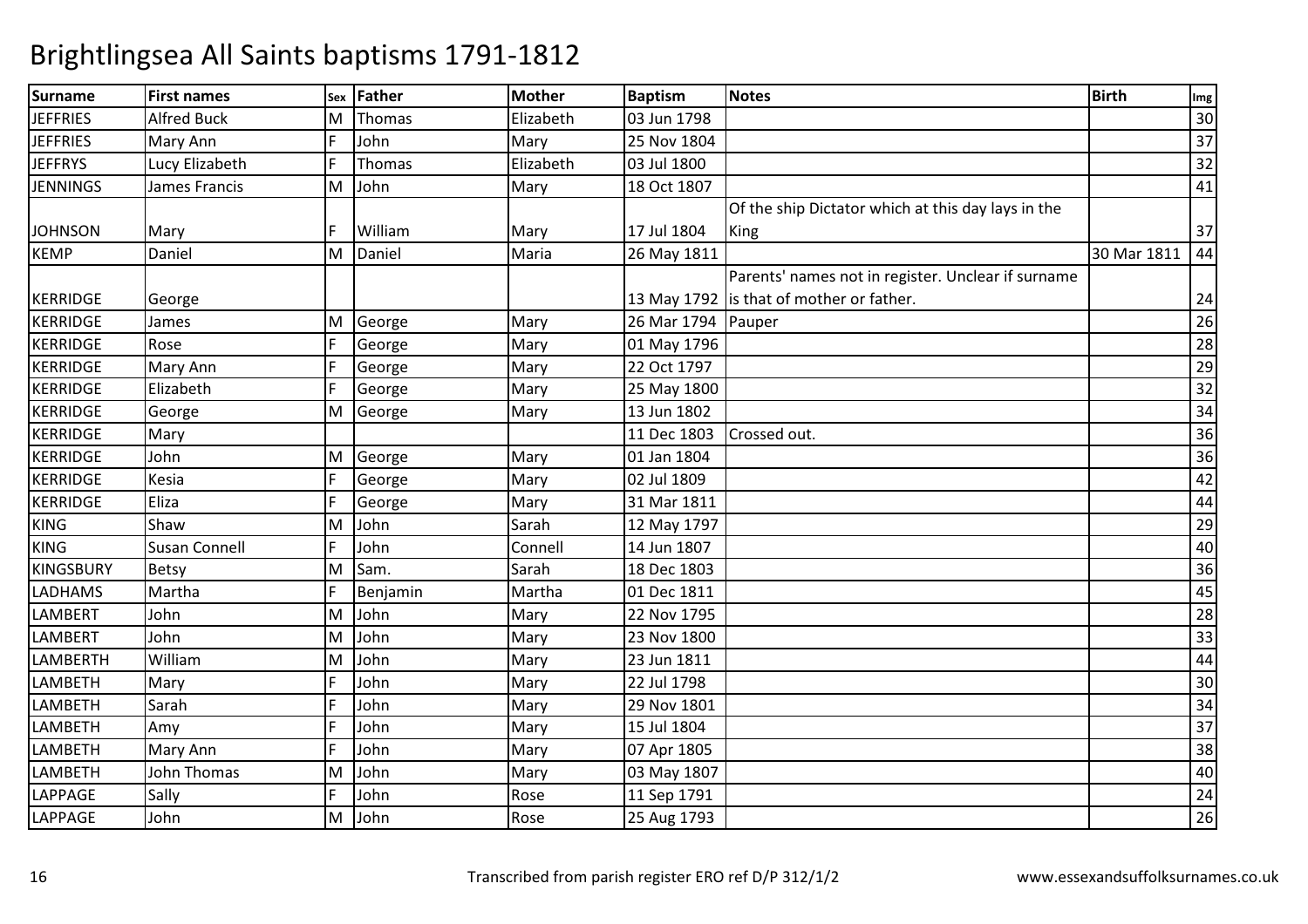# Brightlingsea All Saints baptisms 1791-1812

| Surname | First names | Sex | Father | Mother | Baptism | Notes | Birth | Img |
|---|---|---|---|---|---|---|---|---|
| JEFFRIES | Alfred Buck | M | Thomas | Elizabeth | 03 Jun 1798 | | | 30 |
| JEFFRIES | Mary Ann | F | John | Mary | 25 Nov 1804 | | | 37 |
| JEFFRYS | Lucy Elizabeth | F | Thomas | Elizabeth | 03 Jul 1800 | | | 32 |
| JENNINGS | James Francis | M | John | Mary | 18 Oct 1807 | | | 41 |
| JOHNSON | Mary | F | William | Mary | 17 Jul 1804 | Of the ship Dictator which at this day lays in the King | | 37 |
| KEMP | Daniel | M | Daniel | Maria | 26 May 1811 | | 30 Mar 1811 | 44 |
| KERRIDGE | George | | | | 13 May 1792 | Parents' names not in register. Unclear if surname is that of mother or father. | | 24 |
| KERRIDGE | James | M | George | Mary | 26 Mar 1794 | Pauper | | 26 |
| KERRIDGE | Rose | F | George | Mary | 01 May 1796 | | | 28 |
| KERRIDGE | Mary Ann | F | George | Mary | 22 Oct 1797 | | | 29 |
| KERRIDGE | Elizabeth | F | George | Mary | 25 May 1800 | | | 32 |
| KERRIDGE | George | M | George | Mary | 13 Jun 1802 | | | 34 |
| KERRIDGE | Mary | | | | 11 Dec 1803 | Crossed out. | | 36 |
| KERRIDGE | John | M | George | Mary | 01 Jan 1804 | | | 36 |
| KERRIDGE | Kesia | F | George | Mary | 02 Jul 1809 | | | 42 |
| KERRIDGE | Eliza | F | George | Mary | 31 Mar 1811 | | | 44 |
| KING | Shaw | M | John | Sarah | 12 May 1797 | | | 29 |
| KING | Susan Connell | F | John | Connell | 14 Jun 1807 | | | 40 |
| KINGSBURY | Betsy | M | Sam. | Sarah | 18 Dec 1803 | | | 36 |
| LADHAMS | Martha | F | Benjamin | Martha | 01 Dec 1811 | | | 45 |
| LAMBERT | John | M | John | Mary | 22 Nov 1795 | | | 28 |
| LAMBERT | John | M | John | Mary | 23 Nov 1800 | | | 33 |
| LAMBERTH | William | M | John | Mary | 23 Jun 1811 | | | 44 |
| LAMBETH | Mary | F | John | Mary | 22 Jul 1798 | | | 30 |
| LAMBETH | Sarah | F | John | Mary | 29 Nov 1801 | | | 34 |
| LAMBETH | Amy | F | John | Mary | 15 Jul 1804 | | | 37 |
| LAMBETH | Mary Ann | F | John | Mary | 07 Apr 1805 | | | 38 |
| LAMBETH | John Thomas | M | John | Mary | 03 May 1807 | | | 40 |
| LAPPAGE | Sally | F | John | Rose | 11 Sep 1791 | | | 24 |
| LAPPAGE | John | M | John | Rose | 25 Aug 1793 | | | 26 |

Transcribed from parish register ERO ref D/P 312/1/2

www.essexandsuffolksurnames.co.uk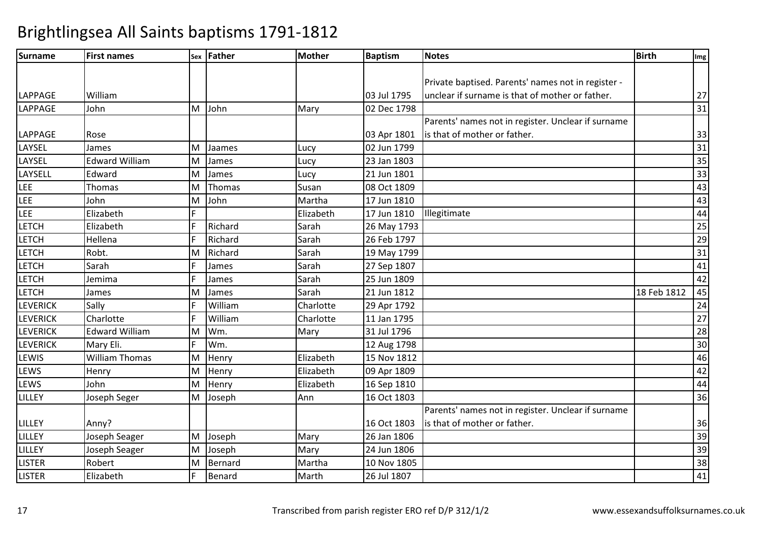# Brightlingsea All Saints baptisms 1791-1812

| Surname | First names | Sex | Father | Mother | Baptism | Notes | Birth | Img |
|---|---|---|---|---|---|---|---|---|
| LAPPAGE | William | | | | 03 Jul 1795 | Private baptised. Parents' names not in register - unclear if surname is that of mother or father. | | 27 |
| LAPPAGE | John | M | John | Mary | 02 Dec 1798 | | | 31 |
| LAPPAGE | Rose | | | | 03 Apr 1801 | Parents' names not in register. Unclear if surname is that of mother or father. | | 33 |
| LAYSEL | James | M | Jaames | Lucy | 02 Jun 1799 | | | 31 |
| LAYSEL | Edward William | M | James | Lucy | 23 Jan 1803 | | | 35 |
| LAYSELL | Edward | M | James | Lucy | 21 Jun 1801 | | | 33 |
| LEE | Thomas | M | Thomas | Susan | 08 Oct 1809 | | | 43 |
| LEE | John | M | John | Martha | 17 Jun 1810 | | | 43 |
| LEE | Elizabeth | F | | Elizabeth | 17 Jun 1810 | Illegitimate | | 44 |
| LETCH | Elizabeth | F | Richard | Sarah | 26 May 1793 | | | 25 |
| LETCH | Hellena | F | Richard | Sarah | 26 Feb 1797 | | | 29 |
| LETCH | Robt. | M | Richard | Sarah | 19 May 1799 | | | 31 |
| LETCH | Sarah | F | James | Sarah | 27 Sep 1807 | | | 41 |
| LETCH | Jemima | F | James | Sarah | 25 Jun 1809 | | | 42 |
| LETCH | James | M | James | Sarah | 21 Jun 1812 | | 18 Feb 1812 | 45 |
| LEVERICK | Sally | F | William | Charlotte | 29 Apr 1792 | | | 24 |
| LEVERICK | Charlotte | F | William | Charlotte | 11 Jan 1795 | | | 27 |
| LEVERICK | Edward William | M | Wm. | Mary | 31 Jul 1796 | | | 28 |
| LEVERICK | Mary Eli. | F | Wm. | | 12 Aug 1798 | | | 30 |
| LEWIS | William Thomas | M | Henry | Elizabeth | 15 Nov 1812 | | | 46 |
| LEWS | Henry | M | Henry | Elizabeth | 09 Apr 1809 | | | 42 |
| LEWS | John | M | Henry | Elizabeth | 16 Sep 1810 | | | 44 |
| LILLEY | Joseph Seger | M | Joseph | Ann | 16 Oct 1803 | | | 36 |
| LILLEY | Anny? | | | | 16 Oct 1803 | Parents' names not in register. Unclear if surname is that of mother or father. | | 36 |
| LILLEY | Joseph Seager | M | Joseph | Mary | 26 Jan 1806 | | | 39 |
| LILLEY | Joseph Seager | M | Joseph | Mary | 24 Jun 1806 | | | 39 |
| LISTER | Robert | M | Bernard | Martha | 10 Nov 1805 | | | 38 |
| LISTER | Elizabeth | F | Benard | Marth | 26 Jul 1807 | | | 41 |

Transcribed from parish register ERO ref D/P 312/1/2

www.essexandsuffolksurnames.co.uk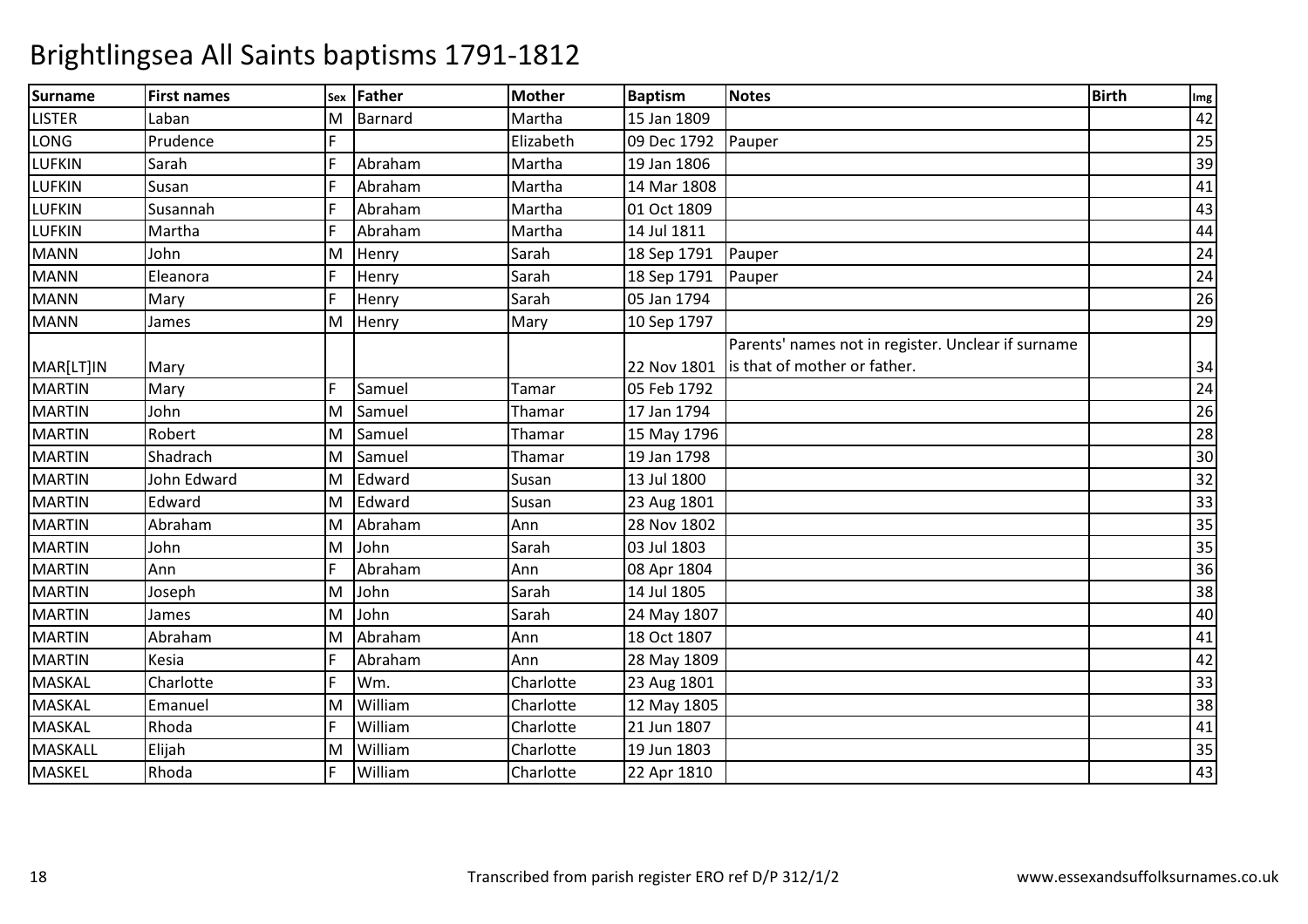# Brightlingsea All Saints baptisms 1791-1812

| Surname | First names | Sex | Father | Mother | Baptism | Notes | Birth | Img |
|---|---|---|---|---|---|---|---|---|
| LISTER | Laban | M | Barnard | Martha | 15 Jan 1809 | | | 42 |
| LONG | Prudence | F | | Elizabeth | 09 Dec 1792 | Pauper | | 25 |
| LUFKIN | Sarah | F | Abraham | Martha | 19 Jan 1806 | | | 39 |
| LUFKIN | Susan | F | Abraham | Martha | 14 Mar 1808 | | | 41 |
| LUFKIN | Susannah | F | Abraham | Martha | 01 Oct 1809 | | | 43 |
| LUFKIN | Martha | F | Abraham | Martha | 14 Jul 1811 | | | 44 |
| MANN | John | M | Henry | Sarah | 18 Sep 1791 | Pauper | | 24 |
| MANN | Eleanora | F | Henry | Sarah | 18 Sep 1791 | Pauper | | 24 |
| MANN | Mary | F | Henry | Sarah | 05 Jan 1794 | | | 26 |
| MANN | James | M | Henry | Mary | 10 Sep 1797 | | | 29 |
| MAR[LT]IN | Mary | | | | 22 Nov 1801 | Parents' names not in register. Unclear if surname is that of mother or father. | | 34 |
| MARTIN | Mary | F | Samuel | Tamar | 05 Feb 1792 | | | 24 |
| MARTIN | John | M | Samuel | Thamar | 17 Jan 1794 | | | 26 |
| MARTIN | Robert | M | Samuel | Thamar | 15 May 1796 | | | 28 |
| MARTIN | Shadrach | M | Samuel | Thamar | 19 Jan 1798 | | | 30 |
| MARTIN | John Edward | M | Edward | Susan | 13 Jul 1800 | | | 32 |
| MARTIN | Edward | M | Edward | Susan | 23 Aug 1801 | | | 33 |
| MARTIN | Abraham | M | Abraham | Ann | 28 Nov 1802 | | | 35 |
| MARTIN | John | M | John | Sarah | 03 Jul 1803 | | | 35 |
| MARTIN | Ann | F | Abraham | Ann | 08 Apr 1804 | | | 36 |
| MARTIN | Joseph | M | John | Sarah | 14 Jul 1805 | | | 38 |
| MARTIN | James | M | John | Sarah | 24 May 1807 | | | 40 |
| MARTIN | Abraham | M | Abraham | Ann | 18 Oct 1807 | | | 41 |
| MARTIN | Kesia | F | Abraham | Ann | 28 May 1809 | | | 42 |
| MASKAL | Charlotte | F | Wm. | Charlotte | 23 Aug 1801 | | | 33 |
| MASKAL | Emanuel | M | William | Charlotte | 12 May 1805 | | | 38 |
| MASKAL | Rhoda | F | William | Charlotte | 21 Jun 1807 | | | 41 |
| MASKALL | Elijah | M | William | Charlotte | 19 Jun 1803 | | | 35 |
| MASKEL | Rhoda | F | William | Charlotte | 22 Apr 1810 | | | 43 |

Transcribed from parish register ERO ref D/P 312/1/2 www.essexandsuffolksurnames.co.uk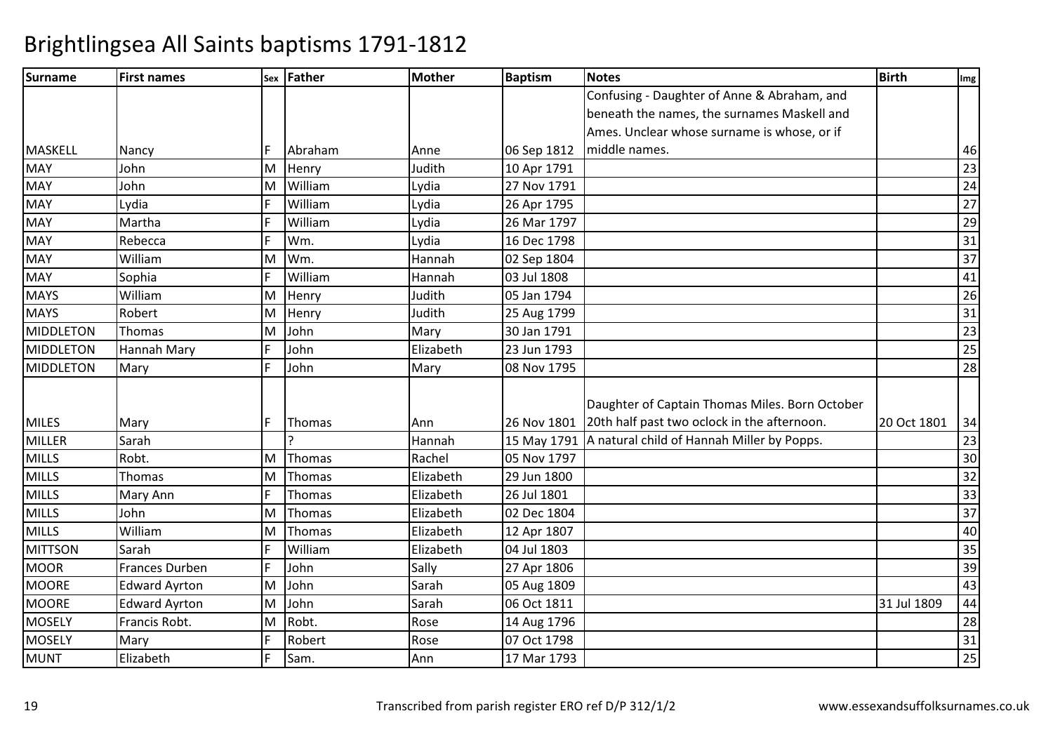# Brightlingsea All Saints baptisms 1791-1812

| Surname | First names | Sex | Father | Mother | Baptism | Notes | Birth | Img |
|---|---|---|---|---|---|---|---|---|
| MASKELL | Nancy | F | Abraham | Anne | 06 Sep 1812 | Confusing - Daughter of Anne & Abraham, and beneath the names, the surnames Maskell and Ames. Unclear whose surname is whose, or if middle names. | | 46 |
| MAY | John | M | Henry | Judith | 10 Apr 1791 | | | 23 |
| MAY | John | M | William | Lydia | 27 Nov 1791 | | | 24 |
| MAY | Lydia | F | William | Lydia | 26 Apr 1795 | | | 27 |
| MAY | Martha | F | William | Lydia | 26 Mar 1797 | | | 29 |
| MAY | Rebecca | F | Wm. | Lydia | 16 Dec 1798 | | | 31 |
| MAY | William | M | Wm. | Hannah | 02 Sep 1804 | | | 37 |
| MAY | Sophia | F | William | Hannah | 03 Jul 1808 | | | 41 |
| MAYS | William | M | Henry | Judith | 05 Jan 1794 | | | 26 |
| MAYS | Robert | M | Henry | Judith | 25 Aug 1799 | | | 31 |
| MIDDLETON | Thomas | M | John | Mary | 30 Jan 1791 | | | 23 |
| MIDDLETON | Hannah Mary | F | John | Elizabeth | 23 Jun 1793 | | | 25 |
| MIDDLETON | Mary | F | John | Mary | 08 Nov 1795 | | | 28 |
| MILES | Mary | F | Thomas | Ann | 26 Nov 1801 | Daughter of Captain Thomas Miles. Born October 20th half past two oclock in the afternoon. | 20 Oct 1801 | 34 |
| MILLER | Sarah | | ? | Hannah | 15 May 1791 | A natural child of Hannah Miller by Popps. | | 23 |
| MILLS | Robt. | M | Thomas | Rachel | 05 Nov 1797 | | | 30 |
| MILLS | Thomas | M | Thomas | Elizabeth | 29 Jun 1800 | | | 32 |
| MILLS | Mary Ann | F | Thomas | Elizabeth | 26 Jul 1801 | | | 33 |
| MILLS | John | M | Thomas | Elizabeth | 02 Dec 1804 | | | 37 |
| MILLS | William | M | Thomas | Elizabeth | 12 Apr 1807 | | | 40 |
| MITTSON | Sarah | F | William | Elizabeth | 04 Jul 1803 | | | 35 |
| MOOR | Frances Durben | F | John | Sally | 27 Apr 1806 | | | 39 |
| MOORE | Edward Ayrton | M | John | Sarah | 05 Aug 1809 | | | 43 |
| MOORE | Edward Ayrton | M | John | Sarah | 06 Oct 1811 | | 31 Jul 1809 | 44 |
| MOSELY | Francis Robt. | M | Robt. | Rose | 14 Aug 1796 | | | 28 |
| MOSELY | Mary | F | Robert | Rose | 07 Oct 1798 | | | 31 |
| MUNT | Elizabeth | F | Sam. | Ann | 17 Mar 1793 | | | 25 |

Transcribed from parish register ERO ref D/P 312/1/2

www.essexandsuffolksurnames.co.uk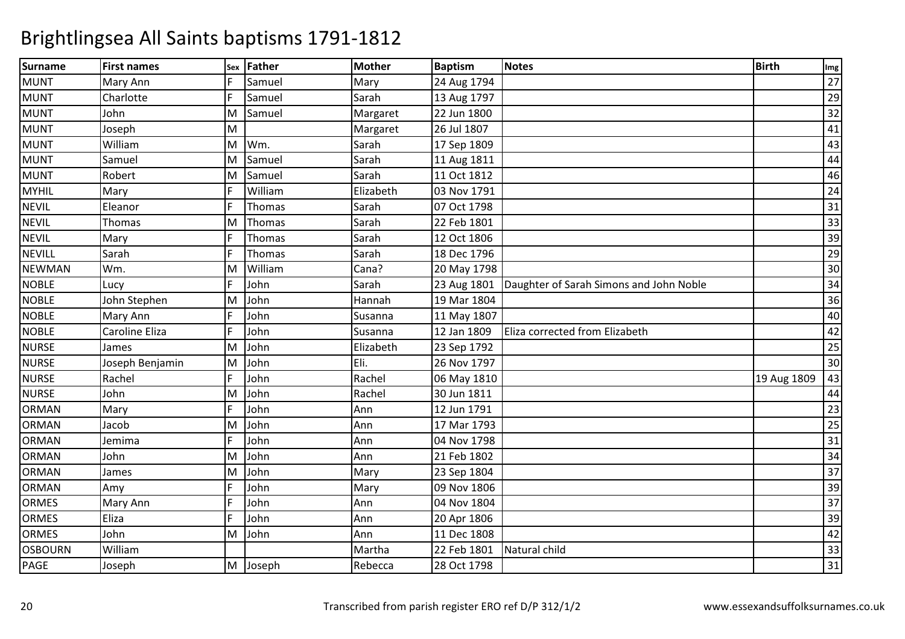# Brightlingsea All Saints baptisms 1791-1812

| Surname | First names | Sex | Father | Mother | Baptism | Notes | Birth | Img |
|---|---|---|---|---|---|---|---|---|
| MUNT | Mary Ann | F | Samuel | Mary | 24 Aug 1794 | | | 27 |
| MUNT | Charlotte | F | Samuel | Sarah | 13 Aug 1797 | | | 29 |
| MUNT | John | M | Samuel | Margaret | 22 Jun 1800 | | | 32 |
| MUNT | Joseph | M | | Margaret | 26 Jul 1807 | | | 41 |
| MUNT | William | M | Wm. | Sarah | 17 Sep 1809 | | | 43 |
| MUNT | Samuel | M | Samuel | Sarah | 11 Aug 1811 | | | 44 |
| MUNT | Robert | M | Samuel | Sarah | 11 Oct 1812 | | | 46 |
| MYHIL | Mary | F | William | Elizabeth | 03 Nov 1791 | | | 24 |
| NEVIL | Eleanor | F | Thomas | Sarah | 07 Oct 1798 | | | 31 |
| NEVIL | Thomas | M | Thomas | Sarah | 22 Feb 1801 | | | 33 |
| NEVIL | Mary | F | Thomas | Sarah | 12 Oct 1806 | | | 39 |
| NEVILL | Sarah | F | Thomas | Sarah | 18 Dec 1796 | | | 29 |
| NEWMAN | Wm. | M | William | Cana? | 20 May 1798 | | | 30 |
| NOBLE | Lucy | F | John | Sarah | 23 Aug 1801 | Daughter of Sarah Simons and John Noble | | 34 |
| NOBLE | John Stephen | M | John | Hannah | 19 Mar 1804 | | | 36 |
| NOBLE | Mary Ann | F | John | Susanna | 11 May 1807 | | | 40 |
| NOBLE | Caroline Eliza | F | John | Susanna | 12 Jan 1809 | Eliza corrected from Elizabeth | | 42 |
| NURSE | James | M | John | Elizabeth | 23 Sep 1792 | | | 25 |
| NURSE | Joseph Benjamin | M | John | Eli. | 26 Nov 1797 | | | 30 |
| NURSE | Rachel | F | John | Rachel | 06 May 1810 | | 19 Aug 1809 | 43 |
| NURSE | John | M | John | Rachel | 30 Jun 1811 | | | 44 |
| ORMAN | Mary | F | John | Ann | 12 Jun 1791 | | | 23 |
| ORMAN | Jacob | M | John | Ann | 17 Mar 1793 | | | 25 |
| ORMAN | Jemima | F | John | Ann | 04 Nov 1798 | | | 31 |
| ORMAN | John | M | John | Ann | 21 Feb 1802 | | | 34 |
| ORMAN | James | M | John | Mary | 23 Sep 1804 | | | 37 |
| ORMAN | Amy | F | John | Mary | 09 Nov 1806 | | | 39 |
| ORMES | Mary Ann | F | John | Ann | 04 Nov 1804 | | | 37 |
| ORMES | Eliza | F | John | Ann | 20 Apr 1806 | | | 39 |
| ORMES | John | M | John | Ann | 11 Dec 1808 | | | 42 |
| OSBOURN | William | | | Martha | 22 Feb 1801 | Natural child | | 33 |
| PAGE | Joseph | M | Joseph | Rebecca | 28 Oct 1798 | | | 31 |

Transcribed from parish register ERO ref D/P 312/1/2 www.essexandsuffolksurnames.co.uk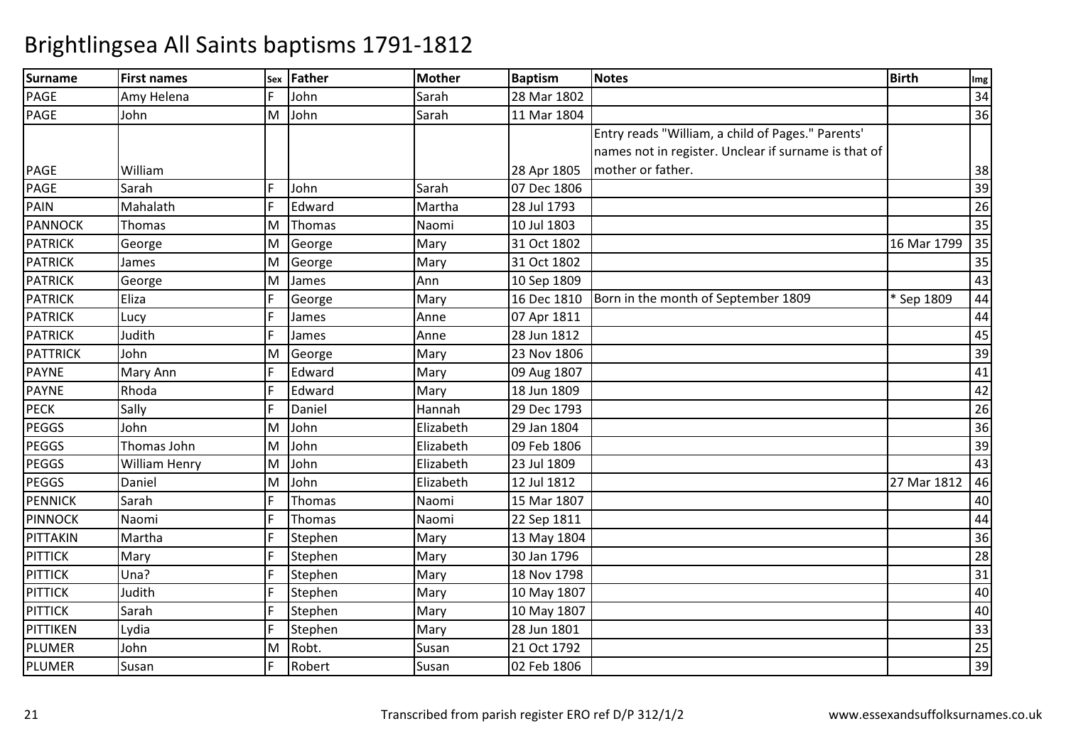# Brightlingsea All Saints baptisms 1791-1812

| Surname | First names | Sex | Father | Mother | Baptism | Notes | Birth | Img |
|---|---|---|---|---|---|---|---|---|
| PAGE | Amy Helena | F | John | Sarah | 28 Mar 1802 | | | 34 |
| PAGE | John | M | John | Sarah | 11 Mar 1804 | | | 36 |
| PAGE | William | | | | 28 Apr 1805 | Entry reads "William, a child of Pages." Parents' names not in register. Unclear if surname is that of mother or father. | | 38 |
| PAGE | Sarah | F | John | Sarah | 07 Dec 1806 | | | 39 |
| PAIN | Mahalath | F | Edward | Martha | 28 Jul 1793 | | | 26 |
| PANNOCK | Thomas | M | Thomas | Naomi | 10 Jul 1803 | | | 35 |
| PATRICK | George | M | George | Mary | 31 Oct 1802 | | 16 Mar 1799 | 35 |
| PATRICK | James | M | George | Mary | 31 Oct 1802 | | | 35 |
| PATRICK | George | M | James | Ann | 10 Sep 1809 | | | 43 |
| PATRICK | Eliza | F | George | Mary | 16 Dec 1810 | Born in the month of September 1809 | * Sep 1809 | 44 |
| PATRICK | Lucy | F | James | Anne | 07 Apr 1811 | | | 44 |
| PATRICK | Judith | F | James | Anne | 28 Jun 1812 | | | 45 |
| PATTRICK | John | M | George | Mary | 23 Nov 1806 | | | 39 |
| PAYNE | Mary Ann | F | Edward | Mary | 09 Aug 1807 | | | 41 |
| PAYNE | Rhoda | F | Edward | Mary | 18 Jun 1809 | | | 42 |
| PECK | Sally | F | Daniel | Hannah | 29 Dec 1793 | | | 26 |
| PEGGS | John | M | John | Elizabeth | 29 Jan 1804 | | | 36 |
| PEGGS | Thomas John | M | John | Elizabeth | 09 Feb 1806 | | | 39 |
| PEGGS | William Henry | M | John | Elizabeth | 23 Jul 1809 | | | 43 |
| PEGGS | Daniel | M | John | Elizabeth | 12 Jul 1812 | | 27 Mar 1812 | 46 |
| PENNICK | Sarah | F | Thomas | Naomi | 15 Mar 1807 | | | 40 |
| PINNOCK | Naomi | F | Thomas | Naomi | 22 Sep 1811 | | | 44 |
| PITTAKIN | Martha | F | Stephen | Mary | 13 May 1804 | | | 36 |
| PITTICK | Mary | F | Stephen | Mary | 30 Jan 1796 | | | 28 |
| PITTICK | Una? | F | Stephen | Mary | 18 Nov 1798 | | | 31 |
| PITTICK | Judith | F | Stephen | Mary | 10 May 1807 | | | 40 |
| PITTICK | Sarah | F | Stephen | Mary | 10 May 1807 | | | 40 |
| PITTIKEN | Lydia | F | Stephen | Mary | 28 Jun 1801 | | | 33 |
| PLUMER | John | M | Robt. | Susan | 21 Oct 1792 | | | 25 |
| PLUMER | Susan | F | Robert | Susan | 02 Feb 1806 | | | 39 |

Transcribed from parish register ERO ref D/P 312/1/2 www.essexandsuffolksurnames.co.uk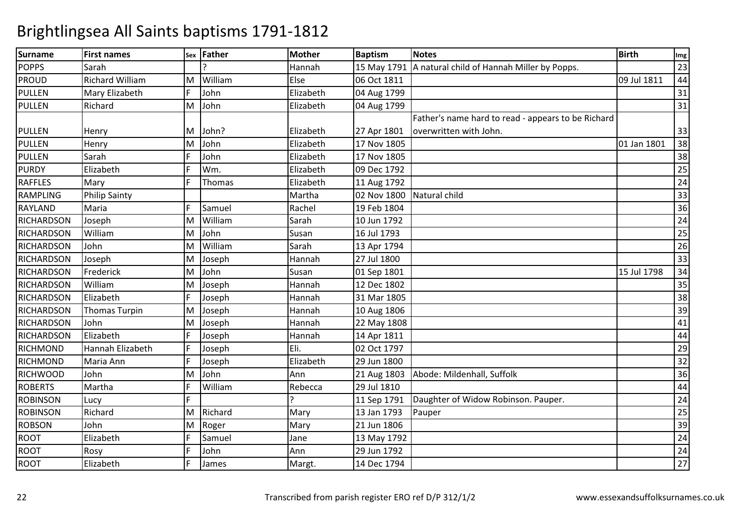# Brightlingsea All Saints baptisms 1791-1812

| Surname | First names | Sex | Father | Mother | Baptism | Notes | Birth | Img |
|---|---|---|---|---|---|---|---|---|
| POPPS | Sarah | | ? | Hannah | 15 May 1791 | A natural child of Hannah Miller by Popps. | | 23 |
| PROUD | Richard William | M | William | Else | 06 Oct 1811 | | 09 Jul 1811 | 44 |
| PULLEN | Mary Elizabeth | F | John | Elizabeth | 04 Aug 1799 | | | 31 |
| PULLEN | Richard | M | John | Elizabeth | 04 Aug 1799 | | | 31 |
| PULLEN | Henry | M | John? | Elizabeth | 27 Apr 1801 | Father's name hard to read - appears to be Richard overwritten with John. | | 33 |
| PULLEN | Henry | M | John | Elizabeth | 17 Nov 1805 | | 01 Jan 1801 | 38 |
| PULLEN | Sarah | F | John | Elizabeth | 17 Nov 1805 | | | 38 |
| PURDY | Elizabeth | F | Wm. | Elizabeth | 09 Dec 1792 | | | 25 |
| RAFFLES | Mary | F | Thomas | Elizabeth | 11 Aug 1792 | | | 24 |
| RAMPLING | Philip Sainty | | | Martha | 02 Nov 1800 | Natural child | | 33 |
| RAYLAND | Maria | F | Samuel | Rachel | 19 Feb 1804 | | | 36 |
| RICHARDSON | Joseph | M | William | Sarah | 10 Jun 1792 | | | 24 |
| RICHARDSON | William | M | John | Susan | 16 Jul 1793 | | | 25 |
| RICHARDSON | John | M | William | Sarah | 13 Apr 1794 | | | 26 |
| RICHARDSON | Joseph | M | Joseph | Hannah | 27 Jul 1800 | | | 33 |
| RICHARDSON | Frederick | M | John | Susan | 01 Sep 1801 | | 15 Jul 1798 | 34 |
| RICHARDSON | William | M | Joseph | Hannah | 12 Dec 1802 | | | 35 |
| RICHARDSON | Elizabeth | F | Joseph | Hannah | 31 Mar 1805 | | | 38 |
| RICHARDSON | Thomas Turpin | M | Joseph | Hannah | 10 Aug 1806 | | | 39 |
| RICHARDSON | John | M | Joseph | Hannah | 22 May 1808 | | | 41 |
| RICHARDSON | Elizabeth | F | Joseph | Hannah | 14 Apr 1811 | | | 44 |
| RICHMOND | Hannah Elizabeth | F | Joseph | Eli. | 02 Oct 1797 | | | 29 |
| RICHMOND | Maria Ann | F | Joseph | Elizabeth | 29 Jun 1800 | | | 32 |
| RICHWOOD | John | M | John | Ann | 21 Aug 1803 | Abode: Mildenhall, Suffolk | | 36 |
| ROBERTS | Martha | F | William | Rebecca | 29 Jul 1810 | | | 44 |
| ROBINSON | Lucy | F | | ? | 11 Sep 1791 | Daughter of Widow Robinson. Pauper. | | 24 |
| ROBINSON | Richard | M | Richard | Mary | 13 Jan 1793 | Pauper | | 25 |
| ROBSON | John | M | Roger | Mary | 21 Jun 1806 | | | 39 |
| ROOT | Elizabeth | F | Samuel | Jane | 13 May 1792 | | | 24 |
| ROOT | Rosy | F | John | Ann | 29 Jun 1792 | | | 24 |
| ROOT | Elizabeth | F | James | Margt. | 14 Dec 1794 | | | 27 |

Transcribed from parish register ERO ref D/P 312/1/2

www.essexandsuffolksurnames.co.uk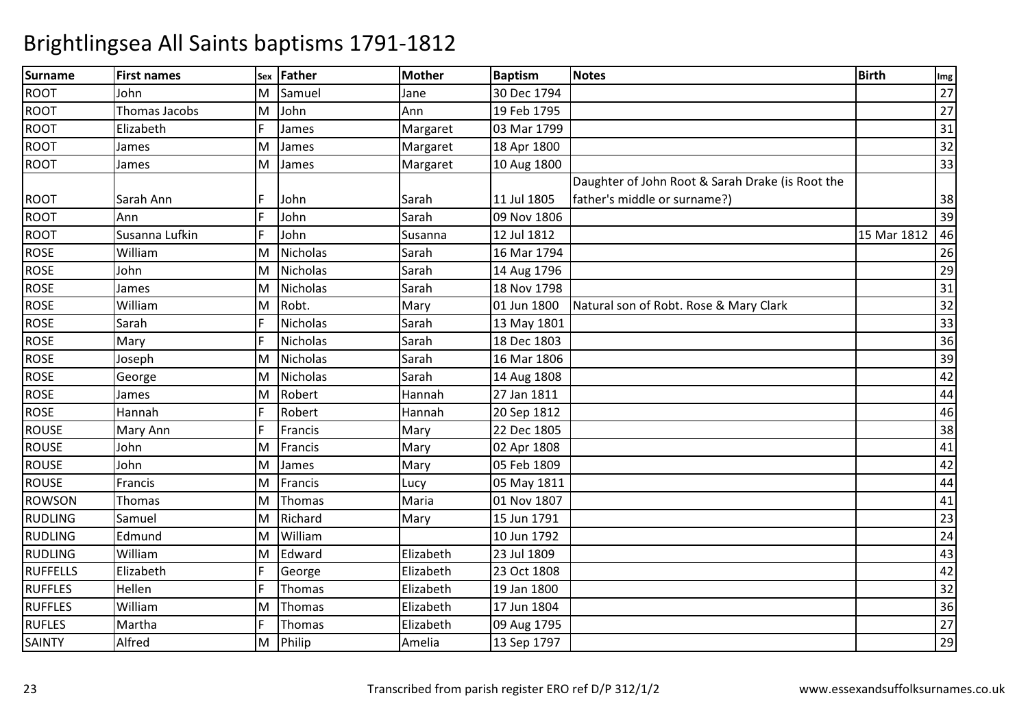# Brightlingsea All Saints baptisms 1791-1812

| Surname | First names | Sex | Father | Mother | Baptism | Notes | Birth | Img |
|---|---|---|---|---|---|---|---|---|
| ROOT | John | M | Samuel | Jane | 30 Dec 1794 | | | 27 |
| ROOT | Thomas Jacobs | M | John | Ann | 19 Feb 1795 | | | 27 |
| ROOT | Elizabeth | F | James | Margaret | 03 Mar 1799 | | | 31 |
| ROOT | James | M | James | Margaret | 18 Apr 1800 | | | 32 |
| ROOT | James | M | James | Margaret | 10 Aug 1800 | | | 33 |
| ROOT | Sarah Ann | F | John | Sarah | 11 Jul 1805 | Daughter of John Root & Sarah Drake (is Root the father's middle or surname?) | | 38 |
| ROOT | Ann | F | John | Sarah | 09 Nov 1806 | | | 39 |
| ROOT | Susanna Lufkin | F | John | Susanna | 12 Jul 1812 | | 15 Mar 1812 | 46 |
| ROSE | William | M | Nicholas | Sarah | 16 Mar 1794 | | | 26 |
| ROSE | John | M | Nicholas | Sarah | 14 Aug 1796 | | | 29 |
| ROSE | James | M | Nicholas | Sarah | 18 Nov 1798 | | | 31 |
| ROSE | William | M | Robt. | Mary | 01 Jun 1800 | Natural son of Robt. Rose & Mary Clark | | 32 |
| ROSE | Sarah | F | Nicholas | Sarah | 13 May 1801 | | | 33 |
| ROSE | Mary | F | Nicholas | Sarah | 18 Dec 1803 | | | 36 |
| ROSE | Joseph | M | Nicholas | Sarah | 16 Mar 1806 | | | 39 |
| ROSE | George | M | Nicholas | Sarah | 14 Aug 1808 | | | 42 |
| ROSE | James | M | Robert | Hannah | 27 Jan 1811 | | | 44 |
| ROSE | Hannah | F | Robert | Hannah | 20 Sep 1812 | | | 46 |
| ROUSE | Mary Ann | F | Francis | Mary | 22 Dec 1805 | | | 38 |
| ROUSE | John | M | Francis | Mary | 02 Apr 1808 | | | 41 |
| ROUSE | John | M | James | Mary | 05 Feb 1809 | | | 42 |
| ROUSE | Francis | M | Francis | Lucy | 05 May 1811 | | | 44 |
| ROWSON | Thomas | M | Thomas | Maria | 01 Nov 1807 | | | 41 |
| RUDLING | Samuel | M | Richard | Mary | 15 Jun 1791 | | | 23 |
| RUDLING | Edmund | M | William | | 10 Jun 1792 | | | 24 |
| RUDLING | William | M | Edward | Elizabeth | 23 Jul 1809 | | | 43 |
| RUFFELLS | Elizabeth | F | George | Elizabeth | 23 Oct 1808 | | | 42 |
| RUFFLES | Hellen | F | Thomas | Elizabeth | 19 Jan 1800 | | | 32 |
| RUFFLES | William | M | Thomas | Elizabeth | 17 Jun 1804 | | | 36 |
| RUFLES | Martha | F | Thomas | Elizabeth | 09 Aug 1795 | | | 27 |
| SAINTY | Alfred | M | Philip | Amelia | 13 Sep 1797 | | | 29 |

Transcribed from parish register ERO ref D/P 312/1/2

www.essexandsuffolksurnames.co.uk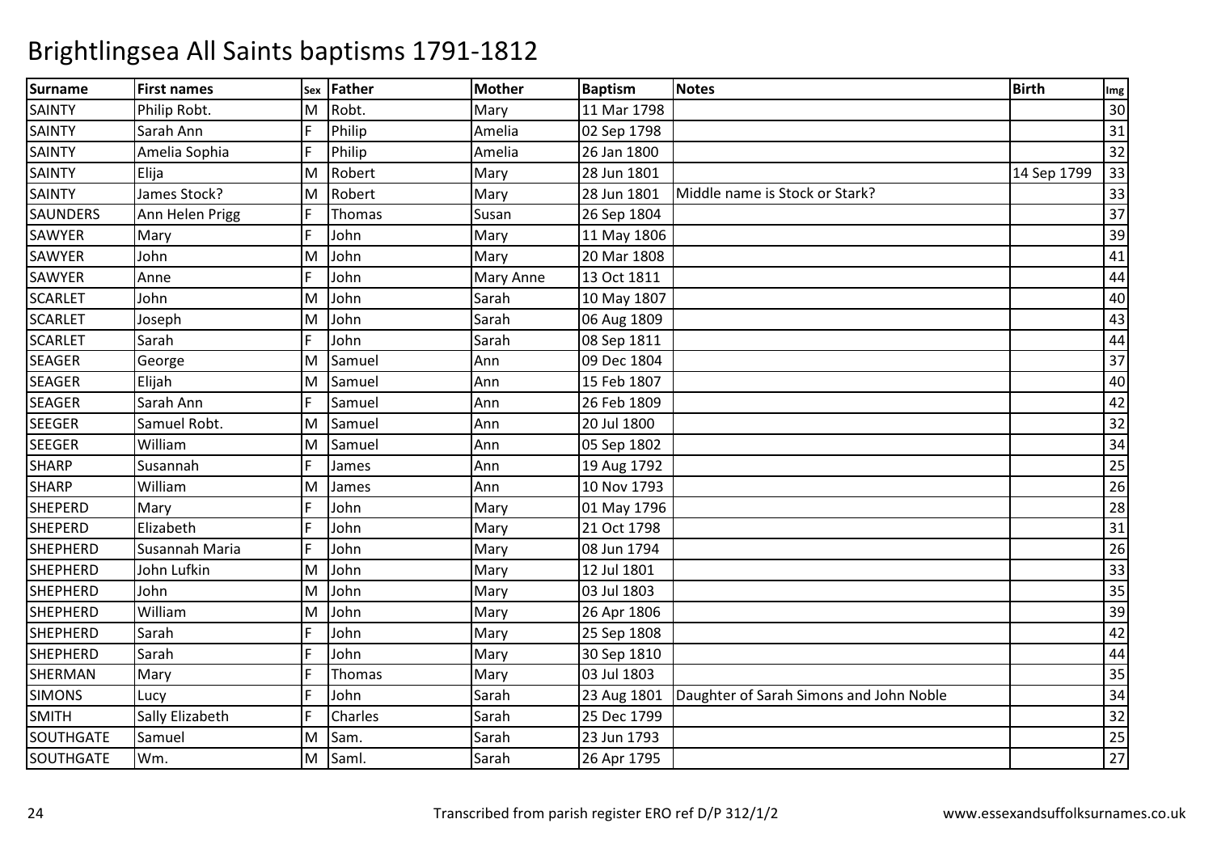# Brightlingsea All Saints baptisms 1791-1812

| Surname | First names | Sex | Father | Mother | Baptism | Notes | Birth | Img |
|---|---|---|---|---|---|---|---|---|
| SAINTY | Philip Robt. | M | Robt. | Mary | 11 Mar 1798 | | | 30 |
| SAINTY | Sarah Ann | F | Philip | Amelia | 02 Sep 1798 | | | 31 |
| SAINTY | Amelia Sophia | F | Philip | Amelia | 26 Jan 1800 | | | 32 |
| SAINTY | Elija | M | Robert | Mary | 28 Jun 1801 | | 14 Sep 1799 | 33 |
| SAINTY | James Stock? | M | Robert | Mary | 28 Jun 1801 | Middle name is Stock or Stark? | | 33 |
| SAUNDERS | Ann Helen Prigg | F | Thomas | Susan | 26 Sep 1804 | | | 37 |
| SAWYER | Mary | F | John | Mary | 11 May 1806 | | | 39 |
| SAWYER | John | M | John | Mary | 20 Mar 1808 | | | 41 |
| SAWYER | Anne | F | John | Mary Anne | 13 Oct 1811 | | | 44 |
| SCARLET | John | M | John | Sarah | 10 May 1807 | | | 40 |
| SCARLET | Joseph | M | John | Sarah | 06 Aug 1809 | | | 43 |
| SCARLET | Sarah | F | John | Sarah | 08 Sep 1811 | | | 44 |
| SEAGER | George | M | Samuel | Ann | 09 Dec 1804 | | | 37 |
| SEAGER | Elijah | M | Samuel | Ann | 15 Feb 1807 | | | 40 |
| SEAGER | Sarah Ann | F | Samuel | Ann | 26 Feb 1809 | | | 42 |
| SEEGER | Samuel Robt. | M | Samuel | Ann | 20 Jul 1800 | | | 32 |
| SEEGER | William | M | Samuel | Ann | 05 Sep 1802 | | | 34 |
| SHARP | Susannah | F | James | Ann | 19 Aug 1792 | | | 25 |
| SHARP | William | M | James | Ann | 10 Nov 1793 | | | 26 |
| SHEPERD | Mary | F | John | Mary | 01 May 1796 | | | 28 |
| SHEPERD | Elizabeth | F | John | Mary | 21 Oct 1798 | | | 31 |
| SHEPHERD | Susannah Maria | F | John | Mary | 08 Jun 1794 | | | 26 |
| SHEPHERD | John Lufkin | M | John | Mary | 12 Jul 1801 | | | 33 |
| SHEPHERD | John | M | John | Mary | 03 Jul 1803 | | | 35 |
| SHEPHERD | William | M | John | Mary | 26 Apr 1806 | | | 39 |
| SHEPHERD | Sarah | F | John | Mary | 25 Sep 1808 | | | 42 |
| SHEPHERD | Sarah | F | John | Mary | 30 Sep 1810 | | | 44 |
| SHERMAN | Mary | F | Thomas | Mary | 03 Jul 1803 | | | 35 |
| SIMONS | Lucy | F | John | Sarah | 23 Aug 1801 | Daughter of Sarah Simons and John Noble | | 34 |
| SMITH | Sally Elizabeth | F | Charles | Sarah | 25 Dec 1799 | | | 32 |
| SOUTHGATE | Samuel | M | Sam. | Sarah | 23 Jun 1793 | | | 25 |
| SOUTHGATE | Wm. | M | Saml. | Sarah | 26 Apr 1795 | | | 27 |

Transcribed from parish register ERO ref D/P 312/1/2

www.essexandsuffolksurnames.co.uk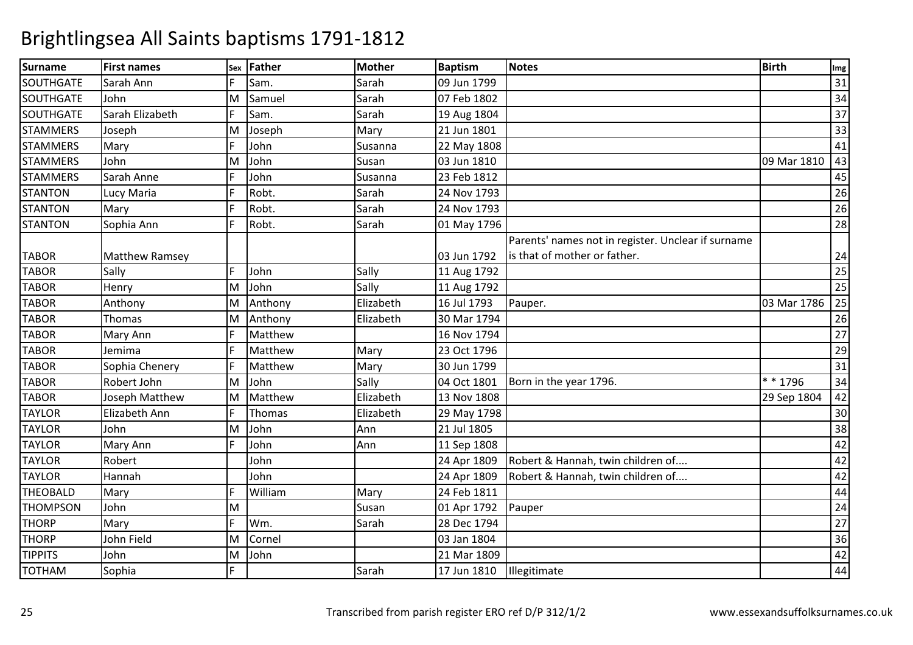# Brightlingsea All Saints baptisms 1791-1812

| Surname | First names | Sex | Father | Mother | Baptism | Notes | Birth | Img |
|---|---|---|---|---|---|---|---|---|
| SOUTHGATE | Sarah Ann | F | Sam. | Sarah | 09 Jun 1799 | | | 31 |
| SOUTHGATE | John | M | Samuel | Sarah | 07 Feb 1802 | | | 34 |
| SOUTHGATE | Sarah Elizabeth | F | Sam. | Sarah | 19 Aug 1804 | | | 37 |
| STAMMERS | Joseph | M | Joseph | Mary | 21 Jun 1801 | | | 33 |
| STAMMERS | Mary | F | John | Susanna | 22 May 1808 | | | 41 |
| STAMMERS | John | M | John | Susan | 03 Jun 1810 | | 09 Mar 1810 | 43 |
| STAMMERS | Sarah Anne | F | John | Susanna | 23 Feb 1812 | | | 45 |
| STANTON | Lucy Maria | F | Robt. | Sarah | 24 Nov 1793 | | | 26 |
| STANTON | Mary | F | Robt. | Sarah | 24 Nov 1793 | | | 26 |
| STANTON | Sophia Ann | F | Robt. | Sarah | 01 May 1796 | | | 28 |
| TABOR | Matthew Ramsey | | | | 03 Jun 1792 | Parents' names not in register. Unclear if surname is that of mother or father. | | 24 |
| TABOR | Sally | F | John | Sally | 11 Aug 1792 | | | 25 |
| TABOR | Henry | M | John | Sally | 11 Aug 1792 | | | 25 |
| TABOR | Anthony | M | Anthony | Elizabeth | 16 Jul 1793 | Pauper. | 03 Mar 1786 | 25 |
| TABOR | Thomas | M | Anthony | Elizabeth | 30 Mar 1794 | | | 26 |
| TABOR | Mary Ann | F | Matthew | | 16 Nov 1794 | | | 27 |
| TABOR | Jemima | F | Matthew | Mary | 23 Oct 1796 | | | 29 |
| TABOR | Sophia Chenery | F | Matthew | Mary | 30 Jun 1799 | | | 31 |
| TABOR | Robert John | M | John | Sally | 04 Oct 1801 | Born in the year 1796. | * * 1796 | 34 |
| TABOR | Joseph Matthew | M | Matthew | Elizabeth | 13 Nov 1808 | | 29 Sep 1804 | 42 |
| TAYLOR | Elizabeth Ann | F | Thomas | Elizabeth | 29 May 1798 | | | 30 |
| TAYLOR | John | M | John | Ann | 21 Jul 1805 | | | 38 |
| TAYLOR | Mary Ann | F | John | Ann | 11 Sep 1808 | | | 42 |
| TAYLOR | Robert | | John | | 24 Apr 1809 | Robert & Hannah, twin children of.... | | 42 |
| TAYLOR | Hannah | | John | | 24 Apr 1809 | Robert & Hannah, twin children of.... | | 42 |
| THEOBALD | Mary | F | William | Mary | 24 Feb 1811 | | | 44 |
| THOMPSON | John | M | | Susan | 01 Apr 1792 | Pauper | | 24 |
| THORP | Mary | F | Wm. | Sarah | 28 Dec 1794 | | | 27 |
| THORP | John Field | M | Cornel | | 03 Jan 1804 | | | 36 |
| TIPPITS | John | M | John | | 21 Mar 1809 | | | 42 |
| TOTHAM | Sophia | F | | Sarah | 17 Jun 1810 | Illegitimate | | 44 |

Transcribed from parish register ERO ref D/P 312/1/2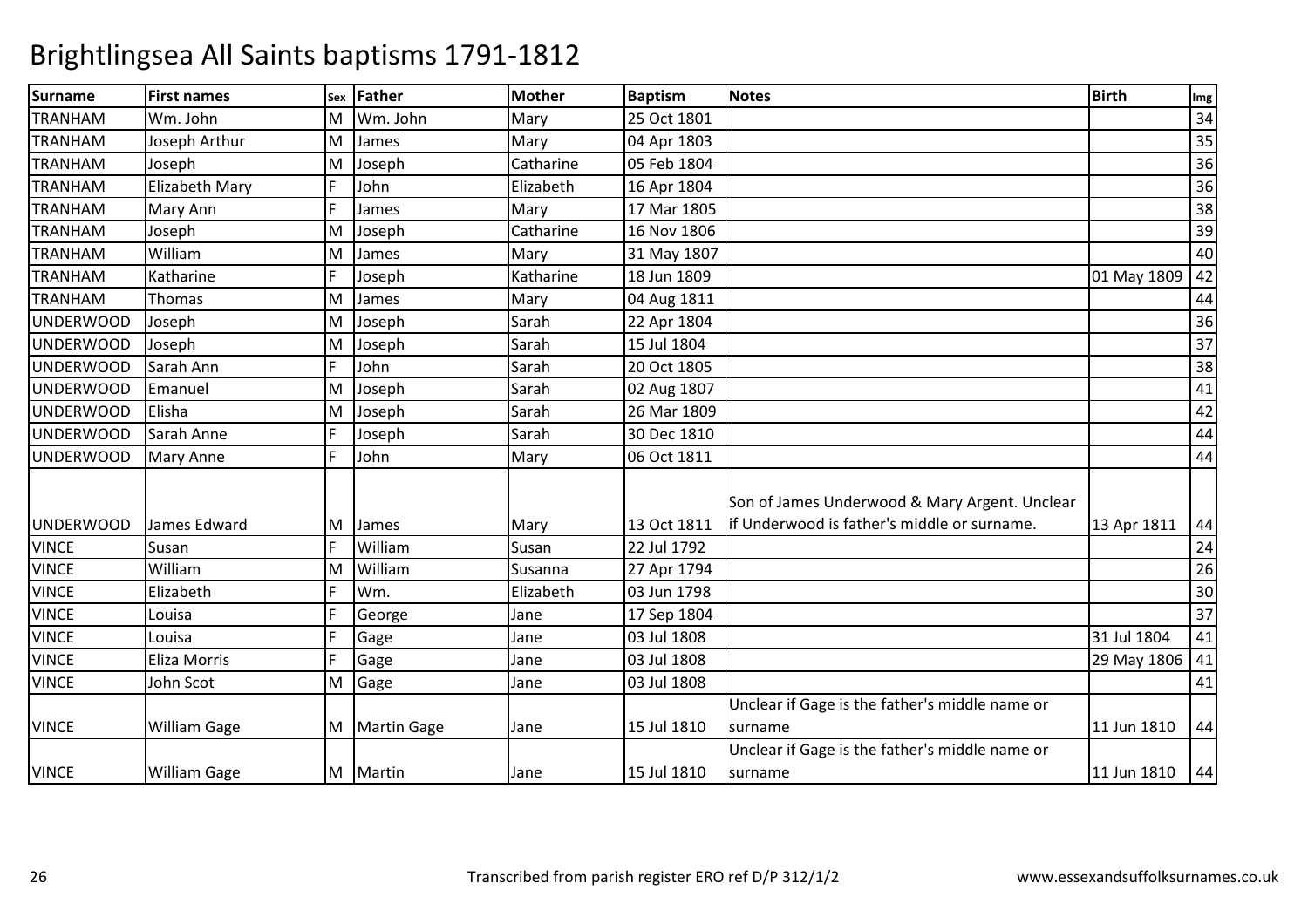# Brightlingsea All Saints baptisms 1791-1812

| Surname | First names | Sex | Father | Mother | Baptism | Notes | Birth | Img |
|---|---|---|---|---|---|---|---|---|
| TRANHAM | Wm. John | M | Wm. John | Mary | 25 Oct 1801 | | | 34 |
| TRANHAM | Joseph Arthur | M | James | Mary | 04 Apr 1803 | | | 35 |
| TRANHAM | Joseph | M | Joseph | Catharine | 05 Feb 1804 | | | 36 |
| TRANHAM | Elizabeth Mary | F | John | Elizabeth | 16 Apr 1804 | | | 36 |
| TRANHAM | Mary Ann | F | James | Mary | 17 Mar 1805 | | | 38 |
| TRANHAM | Joseph | M | Joseph | Catharine | 16 Nov 1806 | | | 39 |
| TRANHAM | William | M | James | Mary | 31 May 1807 | | | 40 |
| TRANHAM | Katharine | F | Joseph | Katharine | 18 Jun 1809 | | 01 May 1809 | 42 |
| TRANHAM | Thomas | M | James | Mary | 04 Aug 1811 | | | 44 |
| UNDERWOOD | Joseph | M | Joseph | Sarah | 22 Apr 1804 | | | 36 |
| UNDERWOOD | Joseph | M | Joseph | Sarah | 15 Jul 1804 | | | 37 |
| UNDERWOOD | Sarah Ann | F | John | Sarah | 20 Oct 1805 | | | 38 |
| UNDERWOOD | Emanuel | M | Joseph | Sarah | 02 Aug 1807 | | | 41 |
| UNDERWOOD | Elisha | M | Joseph | Sarah | 26 Mar 1809 | | | 42 |
| UNDERWOOD | Sarah Anne | F | Joseph | Sarah | 30 Dec 1810 | | | 44 |
| UNDERWOOD | Mary Anne | F | John | Mary | 06 Oct 1811 | | | 44 |
| UNDERWOOD | James Edward | M | James | Mary | 13 Oct 1811 | Son of James Underwood & Mary Argent. Unclear if Underwood is father's middle or surname. | 13 Apr 1811 | 44 |
| VINCE | Susan | F | William | Susan | 22 Jul 1792 | | | 24 |
| VINCE | William | M | William | Susanna | 27 Apr 1794 | | | 26 |
| VINCE | Elizabeth | F | Wm. | Elizabeth | 03 Jun 1798 | | | 30 |
| VINCE | Louisa | F | George | Jane | 17 Sep 1804 | | | 37 |
| VINCE | Louisa | F | Gage | Jane | 03 Jul 1808 | | 31 Jul 1804 | 41 |
| VINCE | Eliza Morris | F | Gage | Jane | 03 Jul 1808 | | 29 May 1806 | 41 |
| VINCE | John Scot | M | Gage | Jane | 03 Jul 1808 | | | 41 |
| VINCE | William Gage | M | Martin Gage | Jane | 15 Jul 1810 | Unclear if Gage is the father's middle name or surname | 11 Jun 1810 | 44 |
| VINCE | William Gage | M | Martin | Jane | 15 Jul 1810 | Unclear if Gage is the father's middle name or surname | 11 Jun 1810 | 44 |

Transcribed from parish register ERO ref D/P 312/1/2 www.essexandsuffolksurnames.co.uk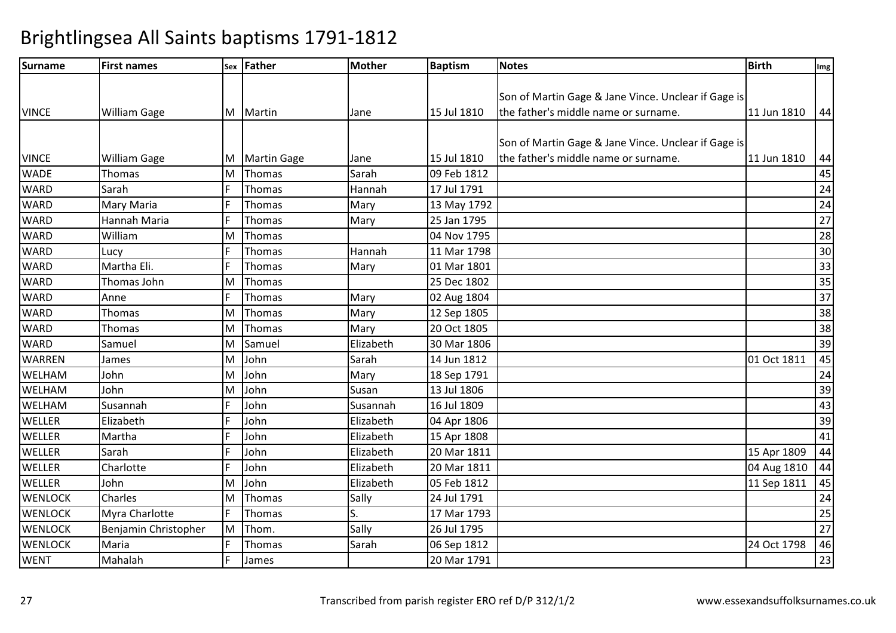# Brightlingsea All Saints baptisms 1791-1812

| Surname | First names | Sex | Father | Mother | Baptism | Notes | Birth | Img |
|---|---|---|---|---|---|---|---|---|
| VINCE | William Gage | M | Martin | Jane | 15 Jul 1810 | Son of Martin Gage & Jane Vince. Unclear if Gage is the father's middle name or surname. | 11 Jun 1810 | 44 |
| VINCE | William Gage | M | Martin Gage | Jane | 15 Jul 1810 | Son of Martin Gage & Jane Vince. Unclear if Gage is the father's middle name or surname. | 11 Jun 1810 | 44 |
| WADE | Thomas | M | Thomas | Sarah | 09 Feb 1812 | | | 45 |
| WARD | Sarah | F | Thomas | Hannah | 17 Jul 1791 | | | 24 |
| WARD | Mary Maria | F | Thomas | Mary | 13 May 1792 | | | 24 |
| WARD | Hannah Maria | F | Thomas | Mary | 25 Jan 1795 | | | 27 |
| WARD | William | M | Thomas | | 04 Nov 1795 | | | 28 |
| WARD | Lucy | F | Thomas | Hannah | 11 Mar 1798 | | | 30 |
| WARD | Martha Eli. | F | Thomas | Mary | 01 Mar 1801 | | | 33 |
| WARD | Thomas John | M | Thomas | | 25 Dec 1802 | | | 35 |
| WARD | Anne | F | Thomas | Mary | 02 Aug 1804 | | | 37 |
| WARD | Thomas | M | Thomas | Mary | 12 Sep 1805 | | | 38 |
| WARD | Thomas | M | Thomas | Mary | 20 Oct 1805 | | | 38 |
| WARD | Samuel | M | Samuel | Elizabeth | 30 Mar 1806 | | | 39 |
| WARREN | James | M | John | Sarah | 14 Jun 1812 | | 01 Oct 1811 | 45 |
| WELHAM | John | M | John | Mary | 18 Sep 1791 | | | 24 |
| WELHAM | John | M | John | Susan | 13 Jul 1806 | | | 39 |
| WELHAM | Susannah | F | John | Susannah | 16 Jul 1809 | | | 43 |
| WELLER | Elizabeth | F | John | Elizabeth | 04 Apr 1806 | | | 39 |
| WELLER | Martha | F | John | Elizabeth | 15 Apr 1808 | | | 41 |
| WELLER | Sarah | F | John | Elizabeth | 20 Mar 1811 | | 15 Apr 1809 | 44 |
| WELLER | Charlotte | F | John | Elizabeth | 20 Mar 1811 | | 04 Aug 1810 | 44 |
| WELLER | John | M | John | Elizabeth | 05 Feb 1812 | | 11 Sep 1811 | 45 |
| WENLOCK | Charles | M | Thomas | Sally | 24 Jul 1791 | | | 24 |
| WENLOCK | Myra Charlotte | F | Thomas | S. | 17 Mar 1793 | | | 25 |
| WENLOCK | Benjamin Christopher | M | Thom. | Sally | 26 Jul 1795 | | | 27 |
| WENLOCK | Maria | F | Thomas | Sarah | 06 Sep 1812 | | 24 Oct 1798 | 46 |
| WENT | Mahalah | F | James | | 20 Mar 1791 | | | 23 |

Transcribed from parish register ERO ref D/P 312/1/2 www.essexandsuffolksurnames.co.uk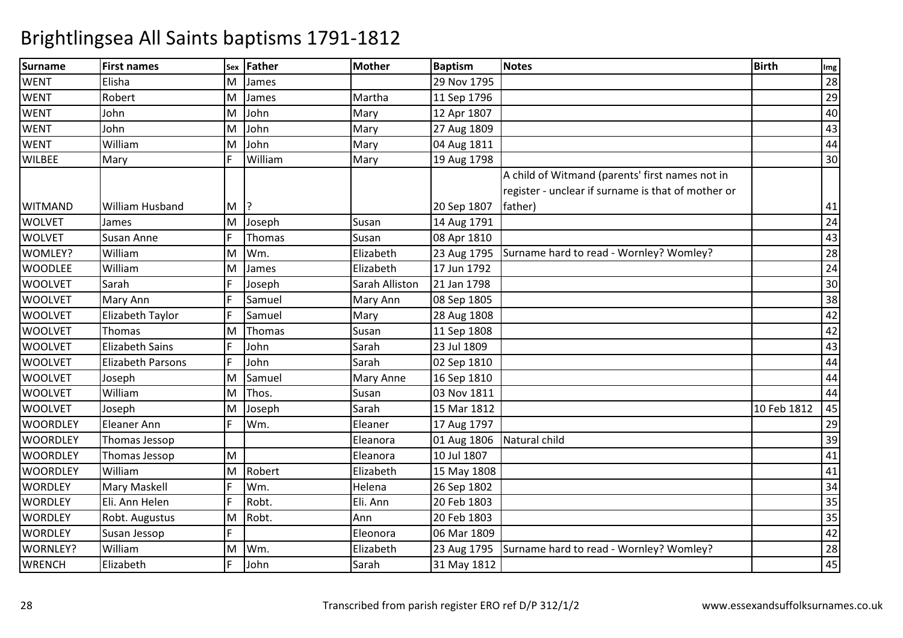# Brightlingsea All Saints baptisms 1791-1812

| Surname | First names | Sex | Father | Mother | Baptism | Notes | Birth | Img |
|---|---|---|---|---|---|---|---|---|
| WENT | Elisha | M | James | | 29 Nov 1795 | | | 28 |
| WENT | Robert | M | James | Martha | 11 Sep 1796 | | | 29 |
| WENT | John | M | John | Mary | 12 Apr 1807 | | | 40 |
| WENT | John | M | John | Mary | 27 Aug 1809 | | | 43 |
| WENT | William | M | John | Mary | 04 Aug 1811 | | | 44 |
| WILBEE | Mary | F | William | Mary | 19 Aug 1798 | | | 30 |
| WITMAND | William Husband | M | ? | | 20 Sep 1807 | A child of Witmand (parents' first names not in register - unclear if surname is that of mother or father) | | 41 |
| WOLVET | James | M | Joseph | Susan | 14 Aug 1791 | | | 24 |
| WOLVET | Susan Anne | F | Thomas | Susan | 08 Apr 1810 | | | 43 |
| WOMLEY? | William | M | Wm. | Elizabeth | 23 Aug 1795 | Surname hard to read - Wornley? Womley? | | 28 |
| WOODLEE | William | M | James | Elizabeth | 17 Jun 1792 | | | 24 |
| WOOLVET | Sarah | F | Joseph | Sarah Alliston | 21 Jan 1798 | | | 30 |
| WOOLVET | Mary Ann | F | Samuel | Mary Ann | 08 Sep 1805 | | | 38 |
| WOOLVET | Elizabeth Taylor | F | Samuel | Mary | 28 Aug 1808 | | | 42 |
| WOOLVET | Thomas | M | Thomas | Susan | 11 Sep 1808 | | | 42 |
| WOOLVET | Elizabeth Sains | F | John | Sarah | 23 Jul 1809 | | | 43 |
| WOOLVET | Elizabeth Parsons | F | John | Sarah | 02 Sep 1810 | | | 44 |
| WOOLVET | Joseph | M | Samuel | Mary Anne | 16 Sep 1810 | | | 44 |
| WOOLVET | William | M | Thos. | Susan | 03 Nov 1811 | | | 44 |
| WOOLVET | Joseph | M | Joseph | Sarah | 15 Mar 1812 | | 10 Feb 1812 | 45 |
| WOORDLEY | Eleaner Ann | F | Wm. | Eleaner | 17 Aug 1797 | | | 29 |
| WOORDLEY | Thomas Jessop | | | Eleanora | 01 Aug 1806 | Natural child | | 39 |
| WOORDLEY | Thomas Jessop | M | | Eleanora | 10 Jul 1807 | | | 41 |
| WOORDLEY | William | M | Robert | Elizabeth | 15 May 1808 | | | 41 |
| WORDLEY | Mary Maskell | F | Wm. | Helena | 26 Sep 1802 | | | 34 |
| WORDLEY | Eli. Ann Helen | F | Robt. | Eli. Ann | 20 Feb 1803 | | | 35 |
| WORDLEY | Robt. Augustus | M | Robt. | Ann | 20 Feb 1803 | | | 35 |
| WORDLEY | Susan Jessop | F | | Eleonora | 06 Mar 1809 | | | 42 |
| WORNLEY? | William | M | Wm. | Elizabeth | 23 Aug 1795 | Surname hard to read - Wornley? Womley? | | 28 |
| WRENCH | Elizabeth | F | John | Sarah | 31 May 1812 | | | 45 |

Transcribed from parish register ERO ref D/P 312/1/2

www.essexandsuffolksurnames.co.uk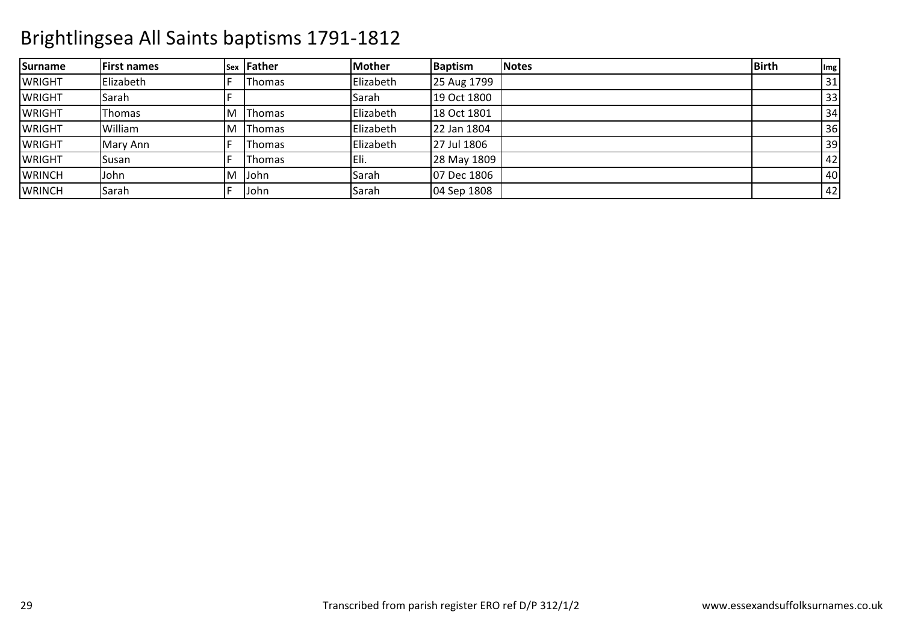# Brightlingsea All Saints baptisms 1791-1812

| Surname | First names | Sex | Father | Mother | Baptism | Notes | Birth | Img |
|---|---|---|---|---|---|---|---|---|
| WRIGHT | Elizabeth | F | Thomas | Elizabeth | 25 Aug 1799 | | | 31 |
| WRIGHT | Sarah | F | | Sarah | 19 Oct 1800 | | | 33 |
| WRIGHT | Thomas | M | Thomas | Elizabeth | 18 Oct 1801 | | | 34 |
| WRIGHT | William | M | Thomas | Elizabeth | 22 Jan 1804 | | | 36 |
| WRIGHT | Mary Ann | F | Thomas | Elizabeth | 27 Jul 1806 | | | 39 |
| WRIGHT | Susan | F | Thomas | Eli. | 28 May 1809 | | | 42 |
| WRINCH | John | M | John | Sarah | 07 Dec 1806 | | | 40 |
| WRINCH | Sarah | F | John | Sarah | 04 Sep 1808 | | | 42 |

Transcribed from parish register ERO ref D/P 312/1/2

www.essexandsuffolksurnames.co.uk